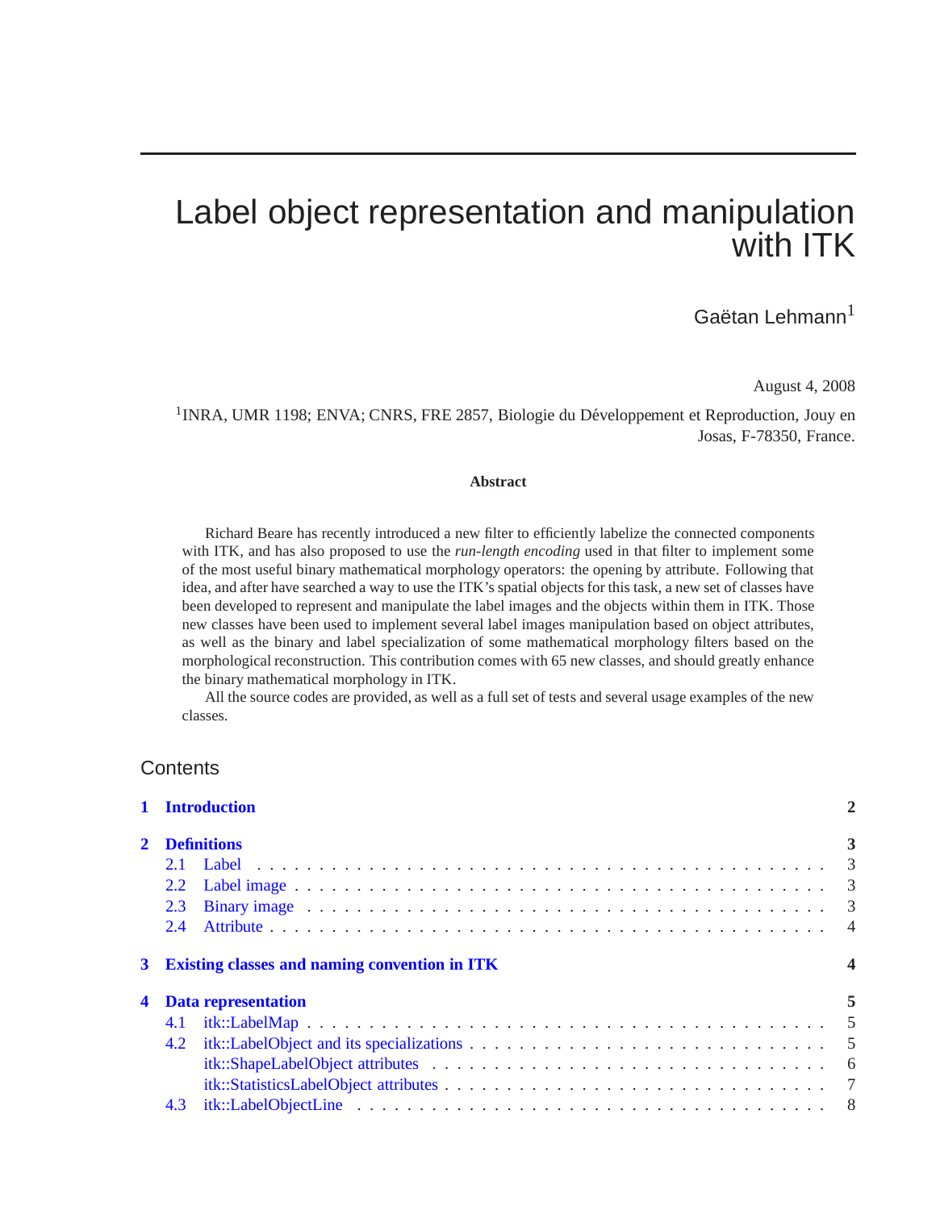# Label object representation and manipulation with ITK

Gaëtan Lehmann[1]

August 4, 2008

[1]INRA, UMR 1198; ENVA; CNRS, FRE 2857, Biologie du Développement et Reproduction, Jouy en Josas, F-78350, France.

**Abstract**

Richard Beare has recently introduced a new filter to efficiently labelize the connected components with ITK, and has also proposed to use the *run-length encoding* used in that filter to implement some of the most useful binary mathematical morphology operators: the opening by attribute. Following that idea, and after have searched a way to use the ITK's spatial objects for this task, a new set of classes have been developed to represent and manipulate the label images and the objects within them in ITK. Those new classes have been used to implement several label images manipulation based on object attributes, as well as the binary and label specialization of some mathematical morphology filters based on the morphological reconstruction. This contribution comes with 65 new classes, and should greatly enhance the binary mathematical morphology in ITK.

All the source codes are provided, as well as a full set of tests and several usage examples of the new classes.

## Contents

- **1 Introduction** — 2
- **2 Definitions** — 3
  - 2.1 Label — 3
  - 2.2 Label image — 3
  - 2.3 Binary image — 3
  - 2.4 Attribute — 4
- **3 Existing classes and naming convention in ITK** — 4
- **4 Data representation** — 5
  - 4.1 itk::LabelMap — 5
  - 4.2 itk::LabelObject and its specializations — 5
    - itk::ShapeLabelObject attributes — 6
    - itk::StatisticsLabelObject attributes — 7
  - 4.3 itk::LabelObjectLine — 8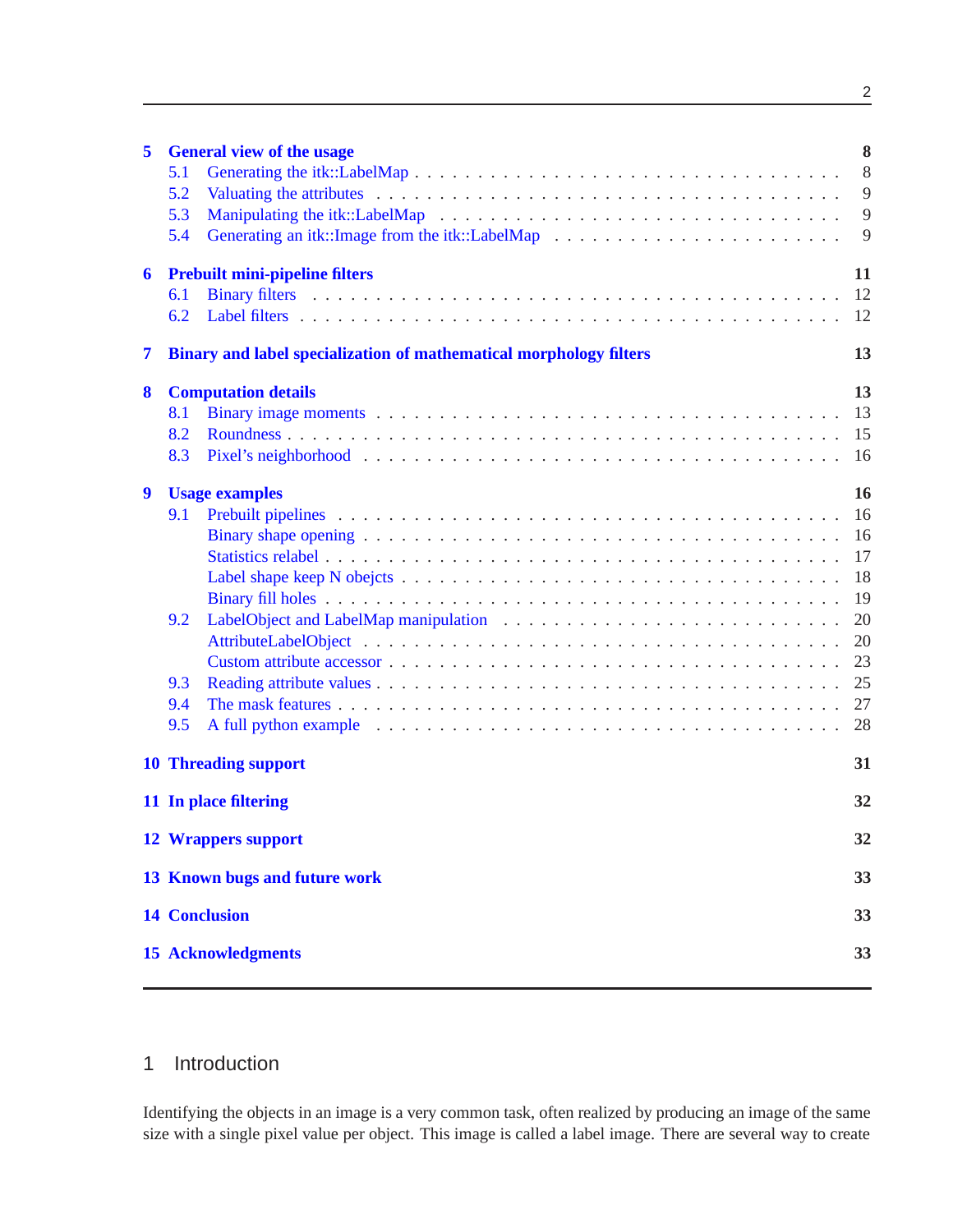| | | |
|---|---|---|
| **5** | **General view of the usage** | **8** |
| 5.1 | Generating the itk::LabelMap | 8 |
| 5.2 | Valuating the attributes | 9 |
| 5.3 | Manipulating the itk::LabelMap | 9 |
| 5.4 | Generating an itk::Image from the itk::LabelMap | 9 |
| **6** | **Prebuilt mini-pipeline filters** | **11** |
| 6.1 | Binary filters | 12 |
| 6.2 | Label filters | 12 |
| **7** | **Binary and label specialization of mathematical morphology filters** | **13** |
| **8** | **Computation details** | **13** |
| 8.1 | Binary image moments | 13 |
| 8.2 | Roundness | 15 |
| 8.3 | Pixel's neighborhood | 16 |
| **9** | **Usage examples** | **16** |
| 9.1 | Prebuilt pipelines | 16 |
| | Binary shape opening | 16 |
| | Statistics relabel | 17 |
| | Label shape keep N obejcts | 18 |
| | Binary fill holes | 19 |
| 9.2 | LabelObject and LabelMap manipulation | 20 |
| | AttributeLabelObject | 20 |
| | Custom attribute accessor | 23 |
| 9.3 | Reading attribute values | 25 |
| 9.4 | The mask features | 27 |
| 9.5 | A full python example | 28 |
| **10** | **Threading support** | **31** |
| **11** | **In place filtering** | **32** |
| **12** | **Wrappers support** | **32** |
| **13** | **Known bugs and future work** | **33** |
| **14** | **Conclusion** | **33** |
| **15** | **Acknowledgments** | **33** |

## 1 Introduction

Identifying the objects in an image is a very common task, often realized by producing an image of the same size with a single pixel value per object. This image is called a label image. There are several way to create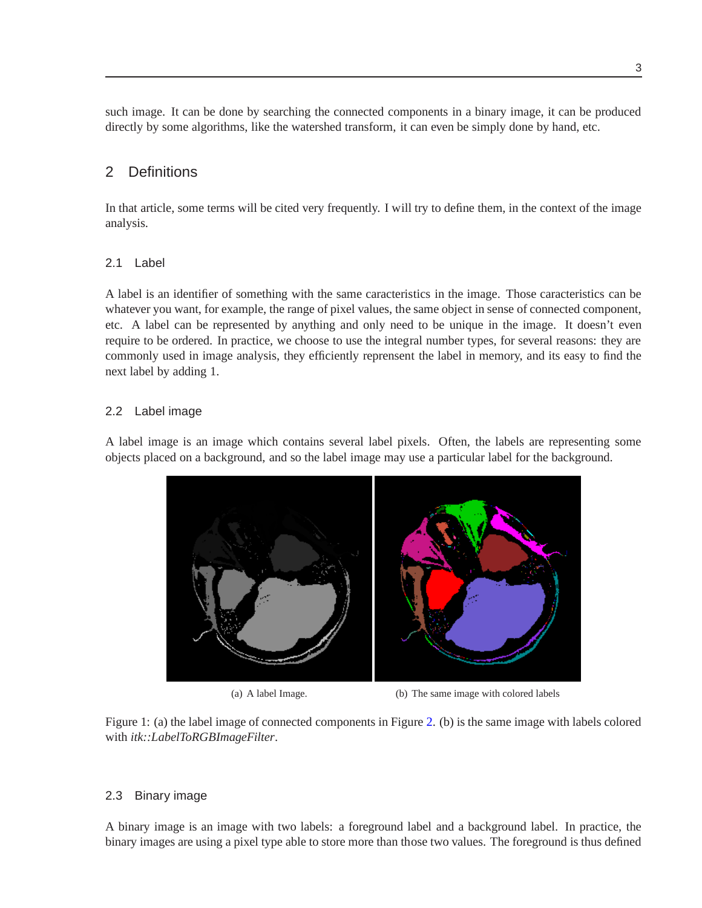such image. It can be done by searching the connected components in a binary image, it can be produced directly by some algorithms, like the watershed transform, it can even be simply done by hand, etc.

## 2 Definitions

In that article, some terms will be cited very frequently. I will try to define them, in the context of the image analysis.

### 2.1 Label

A label is an identifier of something with the same caracteristics in the image. Those caracteristics can be whatever you want, for example, the range of pixel values, the same object in sense of connected component, etc. A label can be represented by anything and only need to be unique in the image. It doesn't even require to be ordered. In practice, we choose to use the integral number types, for several reasons: they are commonly used in image analysis, they efficiently reprensent the label in memory, and its easy to find the next label by adding 1.

### 2.2 Label image

A label image is an image which contains several label pixels. Often, the labels are representing some objects placed on a background, and so the label image may use a particular label for the background.

(a) A label Image.

(b) The same image with colored labels

Figure 1: (a) the label image of connected components in Figure 2. (b) is the same image with labels colored with *itk::LabelToRGBImageFilter*.

### 2.3 Binary image

A binary image is an image with two labels: a foreground label and a background label. In practice, the binary images are using a pixel type able to store more than those two values. The foreground is thus defined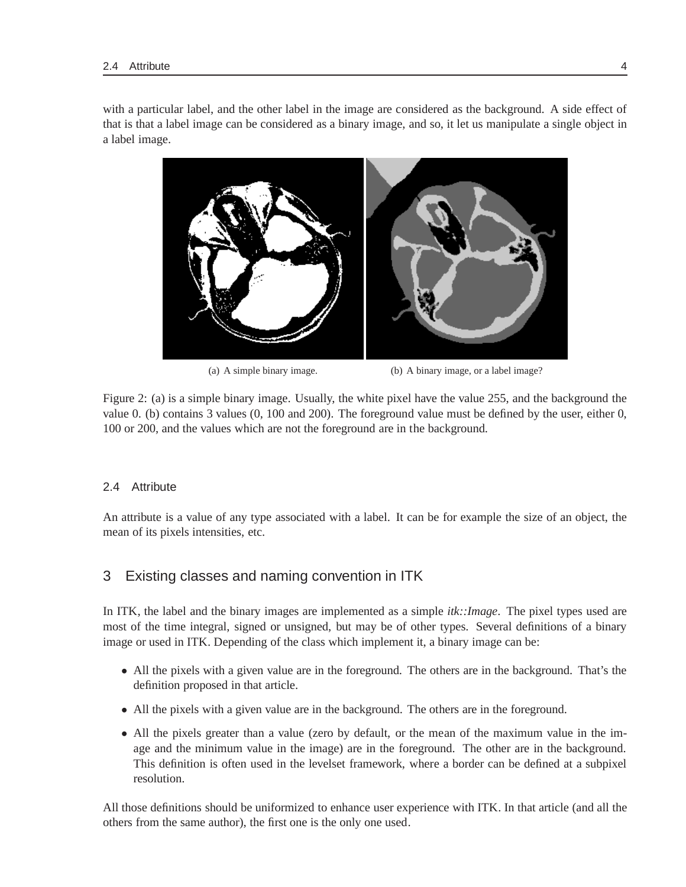with a particular label, and the other label in the image are considered as the background. A side effect of that is that a label image can be considered as a binary image, and so, it let us manipulate a single object in a label image.

(a) A simple binary image.

(b) A binary image, or a label image?

Figure 2: (a) is a simple binary image. Usually, the white pixel have the value 255, and the background the value 0. (b) contains 3 values (0, 100 and 200). The foreground value must be defined by the user, either 0, 100 or 200, and the values which are not the foreground are in the background.

### 2.4 Attribute

An attribute is a value of any type associated with a label. It can be for example the size of an object, the mean of its pixels intensities, etc.

## 3 Existing classes and naming convention in ITK

In ITK, the label and the binary images are implemented as a simple *itk::Image*. The pixel types used are most of the time integral, signed or unsigned, but may be of other types. Several definitions of a binary image or used in ITK. Depending of the class which implement it, a binary image can be:

- All the pixels with a given value are in the foreground. The others are in the background. That's the definition proposed in that article.
- All the pixels with a given value are in the background. The others are in the foreground.
- All the pixels greater than a value (zero by default, or the mean of the maximum value in the image and the minimum value in the image) are in the foreground. The other are in the background. This definition is often used in the levelset framework, where a border can be defined at a subpixel resolution.

All those definitions should be uniformized to enhance user experience with ITK. In that article (and all the others from the same author), the first one is the only one used.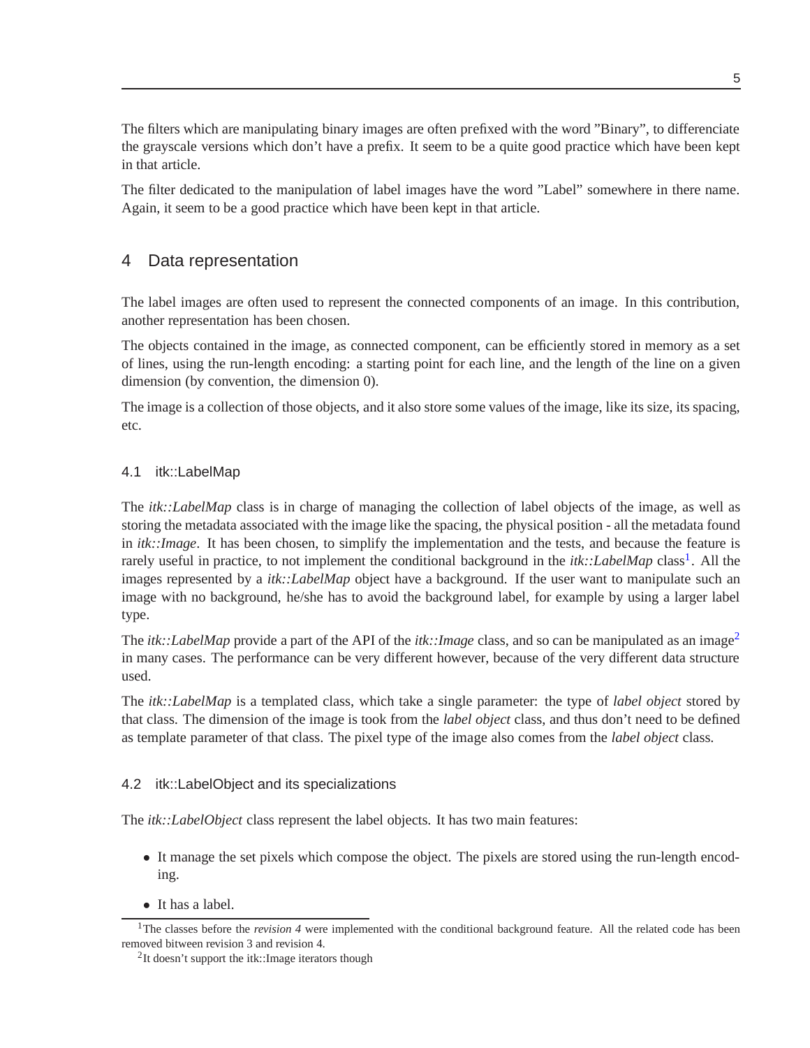The filters which are manipulating binary images are often prefixed with the word "Binary", to differenciate the grayscale versions which don't have a prefix. It seem to be a quite good practice which have been kept in that article.

The filter dedicated to the manipulation of label images have the word "Label" somewhere in there name. Again, it seem to be a good practice which have been kept in that article.

## 4 Data representation

The label images are often used to represent the connected components of an image. In this contribution, another representation has been chosen.

The objects contained in the image, as connected component, can be efficiently stored in memory as a set of lines, using the run-length encoding: a starting point for each line, and the length of the line on a given dimension (by convention, the dimension 0).

The image is a collection of those objects, and it also store some values of the image, like its size, its spacing, etc.

### 4.1 itk::LabelMap

The *itk::LabelMap* class is in charge of managing the collection of label objects of the image, as well as storing the metadata associated with the image like the spacing, the physical position - all the metadata found in *itk::Image*. It has been chosen, to simplify the implementation and the tests, and because the feature is rarely useful in practice, to not implement the conditional background in the *itk::LabelMap* class[1]. All the images represented by a *itk::LabelMap* object have a background. If the user want to manipulate such an image with no background, he/she has to avoid the background label, for example by using a larger label type.

The *itk::LabelMap* provide a part of the API of the *itk::Image* class, and so can be manipulated as an image[2] in many cases. The performance can be very different however, because of the very different data structure used.

The *itk::LabelMap* is a templated class, which take a single parameter: the type of *label object* stored by that class. The dimension of the image is took from the *label object* class, and thus don't need to be defined as template parameter of that class. The pixel type of the image also comes from the *label object* class.

### 4.2 itk::LabelObject and its specializations

The *itk::LabelObject* class represent the label objects. It has two main features:

- It manage the set pixels which compose the object. The pixels are stored using the run-length encoding.
- It has a label.

[1] The classes before the *revision 4* were implemented with the conditional background feature. All the related code has been removed bitween revision 3 and revision 4.

[2] It doesn't support the itk::Image iterators though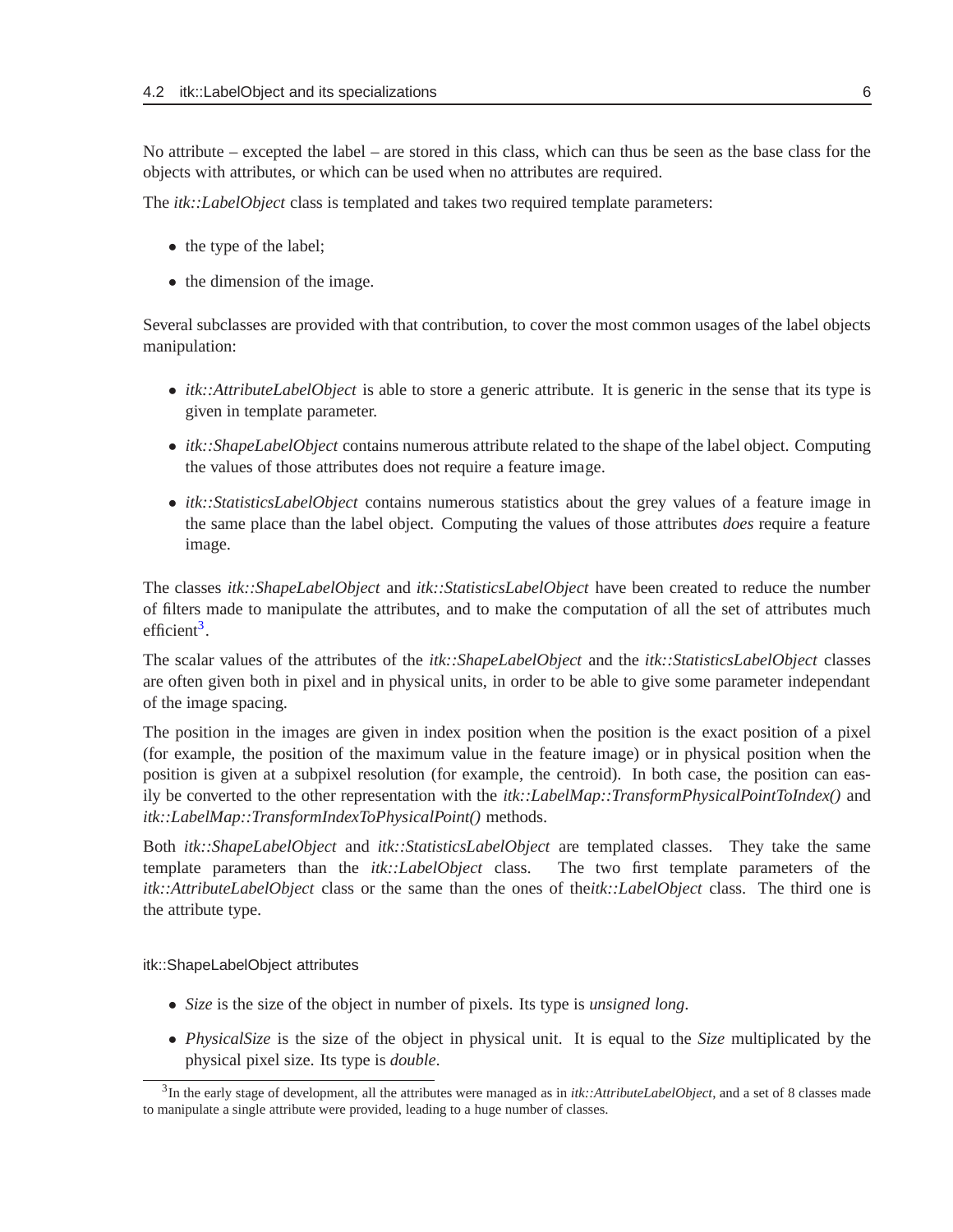No attribute – excepted the label – are stored in this class, which can thus be seen as the base class for the objects with attributes, or which can be used when no attributes are required.

The *itk::LabelObject* class is templated and takes two required template parameters:

- the type of the label;
- the dimension of the image.

Several subclasses are provided with that contribution, to cover the most common usages of the label objects manipulation:

- *itk::AttributeLabelObject* is able to store a generic attribute. It is generic in the sense that its type is given in template parameter.
- *itk::ShapeLabelObject* contains numerous attribute related to the shape of the label object. Computing the values of those attributes does not require a feature image.
- *itk::StatisticsLabelObject* contains numerous statistics about the grey values of a feature image in the same place than the label object. Computing the values of those attributes *does* require a feature image.

The classes *itk::ShapeLabelObject* and *itk::StatisticsLabelObject* have been created to reduce the number of filters made to manipulate the attributes, and to make the computation of all the set of attributes much efficient[3].

The scalar values of the attributes of the *itk::ShapeLabelObject* and the *itk::StatisticsLabelObject* classes are often given both in pixel and in physical units, in order to be able to give some parameter independant of the image spacing.

The position in the images are given in index position when the position is the exact position of a pixel (for example, the position of the maximum value in the feature image) or in physical position when the position is given at a subpixel resolution (for example, the centroid). In both case, the position can easily be converted to the other representation with the *itk::LabelMap::TransformPhysicalPointToIndex()* and *itk::LabelMap::TransformIndexToPhysicalPoint()* methods.

Both *itk::ShapeLabelObject* and *itk::StatisticsLabelObject* are templated classes. They take the same template parameters than the *itk::LabelObject* class. The two first template parameters of the *itk::AttributeLabelObject* class or the same than the ones of the*itk::LabelObject* class. The third one is the attribute type.

#### itk::ShapeLabelObject attributes

- *Size* is the size of the object in number of pixels. Its type is *unsigned long*.
- *PhysicalSize* is the size of the object in physical unit. It is equal to the *Size* multiplicated by the physical pixel size. Its type is *double*.

---

[3] In the early stage of development, all the attributes were managed as in *itk::AttributeLabelObject*, and a set of 8 classes made to manipulate a single attribute were provided, leading to a huge number of classes.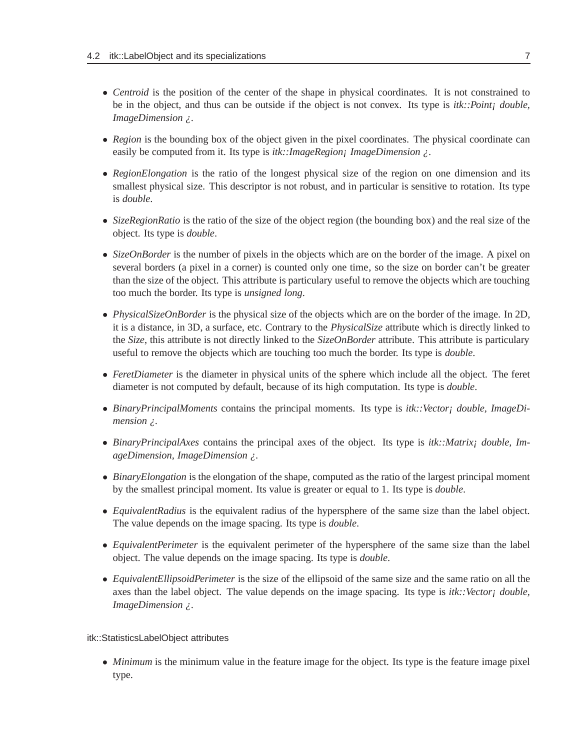- *Centroid* is the position of the center of the shape in physical coordinates. It is not constrained to be in the object, and thus can be outside if the object is not convex. Its type is *itk::Point¡ double, ImageDimension ¿*.
- *Region* is the bounding box of the object given in the pixel coordinates. The physical coordinate can easily be computed from it. Its type is *itk::ImageRegion¡ ImageDimension ¿*.
- *RegionElongation* is the ratio of the longest physical size of the region on one dimension and its smallest physical size. This descriptor is not robust, and in particular is sensitive to rotation. Its type is *double*.
- *SizeRegionRatio* is the ratio of the size of the object region (the bounding box) and the real size of the object. Its type is *double*.
- *SizeOnBorder* is the number of pixels in the objects which are on the border of the image. A pixel on several borders (a pixel in a corner) is counted only one time, so the size on border can't be greater than the size of the object. This attribute is particulary useful to remove the objects which are touching too much the border. Its type is *unsigned long*.
- *PhysicalSizeOnBorder* is the physical size of the objects which are on the border of the image. In 2D, it is a distance, in 3D, a surface, etc. Contrary to the *PhysicalSize* attribute which is directly linked to the *Size*, this attribute is not directly linked to the *SizeOnBorder* attribute. This attribute is particulary useful to remove the objects which are touching too much the border. Its type is *double*.
- *FeretDiameter* is the diameter in physical units of the sphere which include all the object. The feret diameter is not computed by default, because of its high computation. Its type is *double*.
- *BinaryPrincipalMoments* contains the principal moments. Its type is *itk::Vector¡ double, ImageDimension ¿*.
- *BinaryPrincipalAxes* contains the principal axes of the object. Its type is *itk::Matrix¡ double, ImageDimension, ImageDimension ¿*.
- *BinaryElongation* is the elongation of the shape, computed as the ratio of the largest principal moment by the smallest principal moment. Its value is greater or equal to 1. Its type is *double*.
- *EquivalentRadius* is the equivalent radius of the hypersphere of the same size than the label object. The value depends on the image spacing. Its type is *double*.
- *EquivalentPerimeter* is the equivalent perimeter of the hypersphere of the same size than the label object. The value depends on the image spacing. Its type is *double*.
- *EquivalentEllipsoidPerimeter* is the size of the ellipsoid of the same size and the same ratio on all the axes than the label object. The value depends on the image spacing. Its type is *itk::Vector¡ double, ImageDimension ¿*.

#### itk::StatisticsLabelObject attributes

- *Minimum* is the minimum value in the feature image for the object. Its type is the feature image pixel type.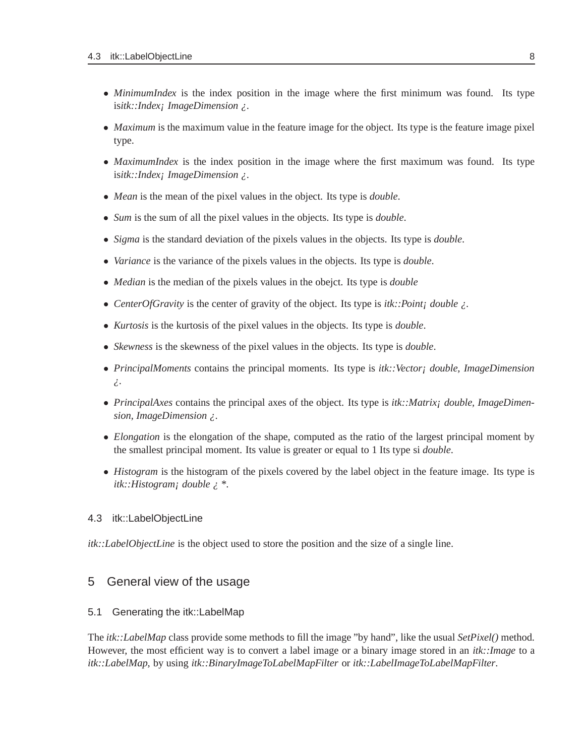- *MinimumIndex* is the index position in the image where the first minimum was found. Its type is*itk::Index¡ ImageDimension ¿*.
- *Maximum* is the maximum value in the feature image for the object. Its type is the feature image pixel type.
- *MaximumIndex* is the index position in the image where the first maximum was found. Its type is*itk::Index¡ ImageDimension ¿*.
- *Mean* is the mean of the pixel values in the object. Its type is *double*.
- *Sum* is the sum of all the pixel values in the objects. Its type is *double*.
- *Sigma* is the standard deviation of the pixels values in the objects. Its type is *double*.
- *Variance* is the variance of the pixels values in the objects. Its type is *double*.
- *Median* is the median of the pixels values in the obejct. Its type is *double*
- *CenterOfGravity* is the center of gravity of the object. Its type is *itk::Point¡ double ¿*.
- *Kurtosis* is the kurtosis of the pixel values in the objects. Its type is *double*.
- *Skewness* is the skewness of the pixel values in the objects. Its type is *double*.
- *PrincipalMoments* contains the principal moments. Its type is *itk::Vector¡ double, ImageDimension ¿*.
- *PrincipalAxes* contains the principal axes of the object. Its type is *itk::Matrix¡ double, ImageDimension, ImageDimension ¿*.
- *Elongation* is the elongation of the shape, computed as the ratio of the largest principal moment by the smallest principal moment. Its value is greater or equal to 1 Its type si *double*.
- *Histogram* is the histogram of the pixels covered by the label object in the feature image. Its type is *itk::Histogram¡ double ¿ **.

### 4.3 itk::LabelObjectLine

*itk::LabelObjectLine* is the object used to store the position and the size of a single line.

## 5 General view of the usage

### 5.1 Generating the itk::LabelMap

The *itk::LabelMap* class provide some methods to fill the image "by hand", like the usual *SetPixel()* method. However, the most efficient way is to convert a label image or a binary image stored in an *itk::Image* to a *itk::LabelMap*, by using *itk::BinaryImageToLabelMapFilter* or *itk::LabelImageToLabelMapFilter*.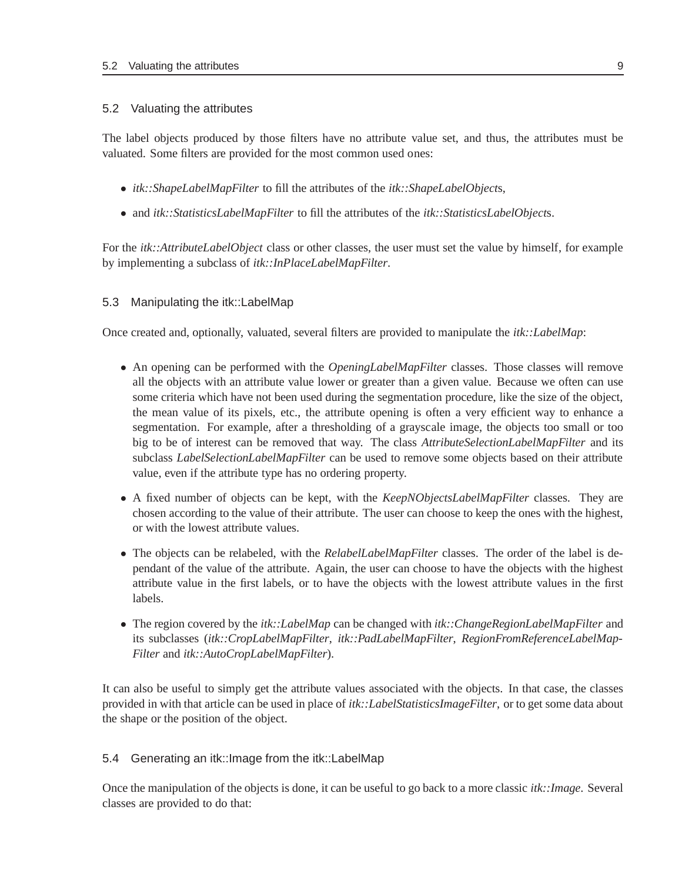### 5.2 Valuating the attributes

The label objects produced by those filters have no attribute value set, and thus, the attributes must be valuated. Some filters are provided for the most common used ones:

- *itk::ShapeLabelMapFilter* to fill the attributes of the *itk::ShapeLabelObject*s,
- and *itk::StatisticsLabelMapFilter* to fill the attributes of the *itk::StatisticsLabelObject*s.

For the *itk::AttributeLabelObject* class or other classes, the user must set the value by himself, for example by implementing a subclass of *itk::InPlaceLabelMapFilter*.

### 5.3 Manipulating the itk::LabelMap

Once created and, optionally, valuated, several filters are provided to manipulate the *itk::LabelMap*:

- An opening can be performed with the *OpeningLabelMapFilter* classes. Those classes will remove all the objects with an attribute value lower or greater than a given value. Because we often can use some criteria which have not been used during the segmentation procedure, like the size of the object, the mean value of its pixels, etc., the attribute opening is often a very efficient way to enhance a segmentation. For example, after a thresholding of a grayscale image, the objects too small or too big to be of interest can be removed that way. The class *AttributeSelectionLabelMapFilter* and its subclass *LabelSelectionLabelMapFilter* can be used to remove some objects based on their attribute value, even if the attribute type has no ordering property.
- A fixed number of objects can be kept, with the *KeepNObjectsLabelMapFilter* classes. They are chosen according to the value of their attribute. The user can choose to keep the ones with the highest, or with the lowest attribute values.
- The objects can be relabeled, with the *RelabelLabelMapFilter* classes. The order of the label is dependant of the value of the attribute. Again, the user can choose to have the objects with the highest attribute value in the first labels, or to have the objects with the lowest attribute values in the first labels.
- The region covered by the *itk::LabelMap* can be changed with *itk::ChangeRegionLabelMapFilter* and its subclasses (*itk::CropLabelMapFilter*, *itk::PadLabelMapFilter*, *RegionFromReferenceLabelMapFilter* and *itk::AutoCropLabelMapFilter*).

It can also be useful to simply get the attribute values associated with the objects. In that case, the classes provided in with that article can be used in place of *itk::LabelStatisticsImageFilter*, or to get some data about the shape or the position of the object.

### 5.4 Generating an itk::Image from the itk::LabelMap

Once the manipulation of the objects is done, it can be useful to go back to a more classic *itk::Image*. Several classes are provided to do that: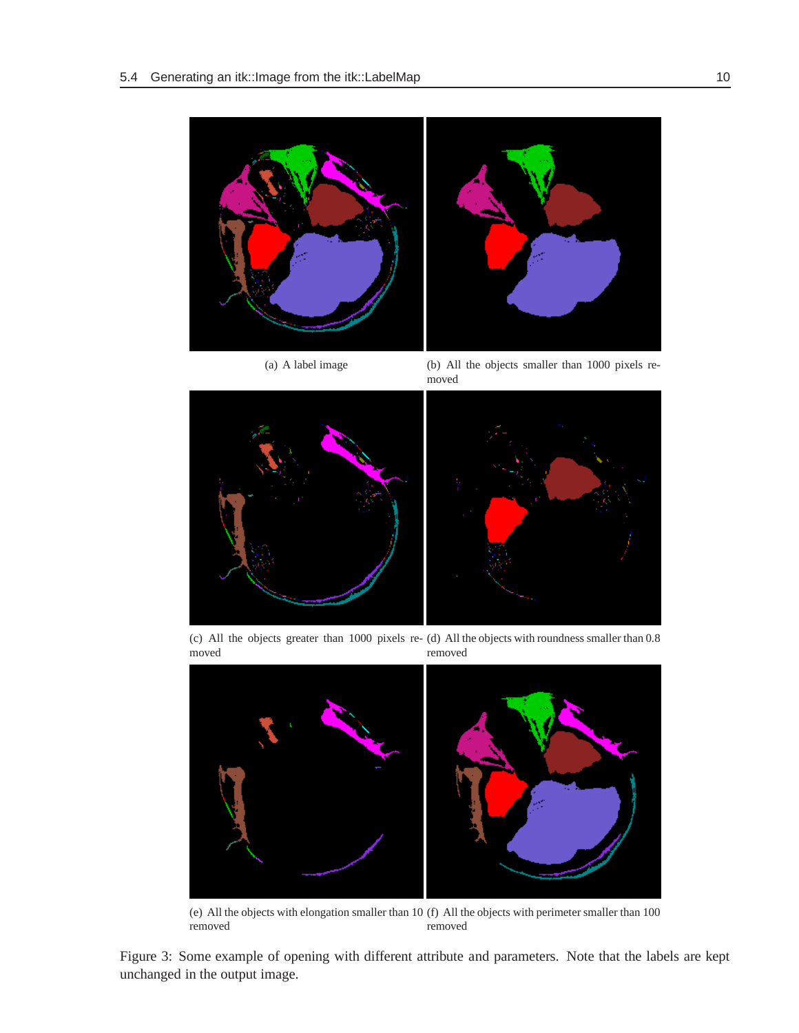(a) A label image

(b) All the objects smaller than 1000 pixels removed

(c) All the objects greater than 1000 pixels removed

(d) All the objects with roundness smaller than 0.8 removed

(e) All the objects with elongation smaller than 10 removed

(f) All the objects with perimeter smaller than 100 removed

Figure 3: Some example of opening with different attribute and parameters. Note that the labels are kept unchanged in the output image.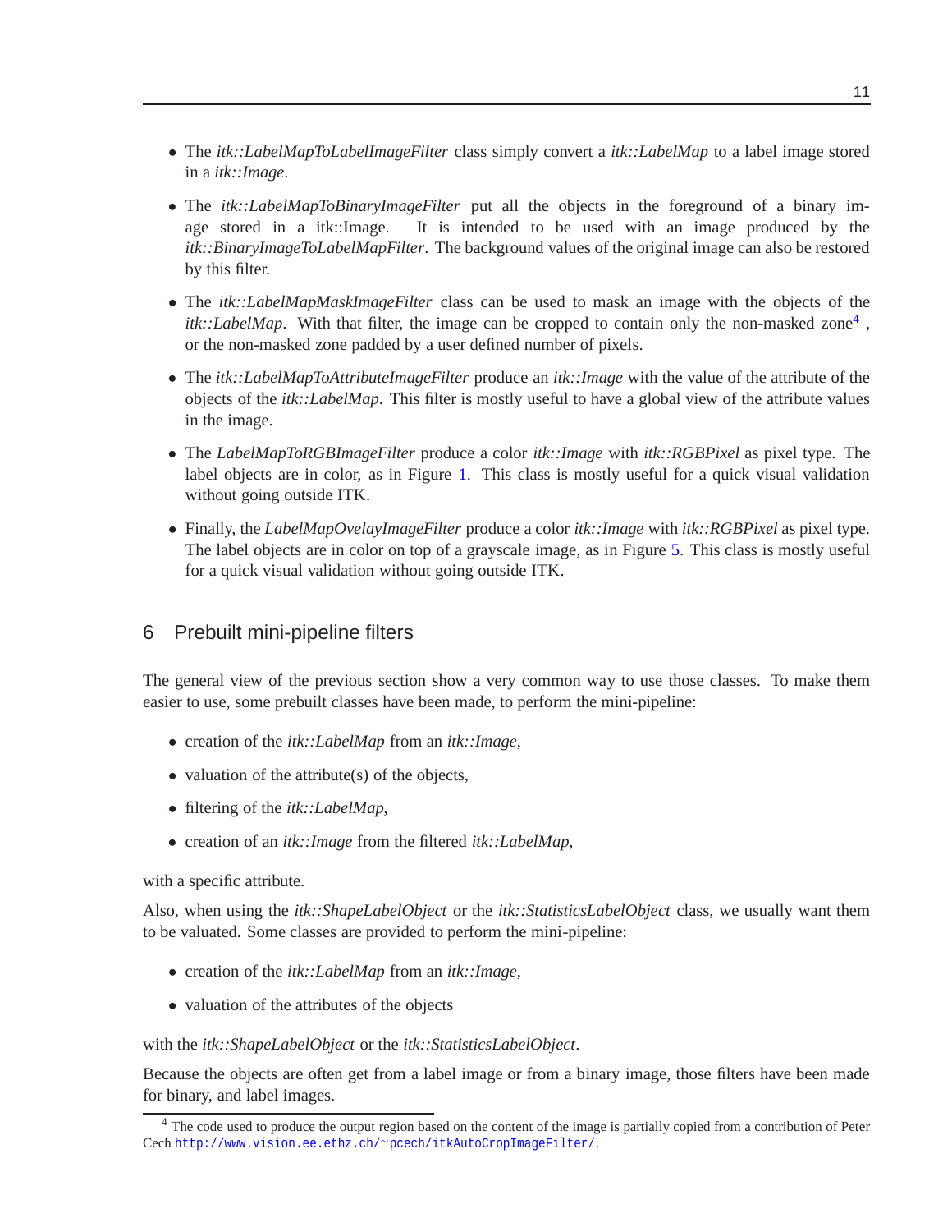- The *itk::LabelMapToLabelImageFilter* class simply convert a *itk::LabelMap* to a label image stored in a *itk::Image*.
- The *itk::LabelMapToBinaryImageFilter* put all the objects in the foreground of a binary image stored in a itk::Image. It is intended to be used with an image produced by the *itk::BinaryImageToLabelMapFilter*. The background values of the original image can also be restored by this filter.
- The *itk::LabelMapMaskImageFilter* class can be used to mask an image with the objects of the *itk::LabelMap*. With that filter, the image can be cropped to contain only the non-masked zone[4] , or the non-masked zone padded by a user defined number of pixels.
- The *itk::LabelMapToAttributeImageFilter* produce an *itk::Image* with the value of the attribute of the objects of the *itk::LabelMap*. This filter is mostly useful to have a global view of the attribute values in the image.
- The *LabelMapToRGBImageFilter* produce a color *itk::Image* with *itk::RGBPixel* as pixel type. The label objects are in color, as in Figure 1. This class is mostly useful for a quick visual validation without going outside ITK.
- Finally, the *LabelMapOvelayImageFilter* produce a color *itk::Image* with *itk::RGBPixel* as pixel type. The label objects are in color on top of a grayscale image, as in Figure 5. This class is mostly useful for a quick visual validation without going outside ITK.

## 6 Prebuilt mini-pipeline filters

The general view of the previous section show a very common way to use those classes. To make them easier to use, some prebuilt classes have been made, to perform the mini-pipeline:

- creation of the *itk::LabelMap* from an *itk::Image*,
- valuation of the attribute(s) of the objects,
- filtering of the *itk::LabelMap*,
- creation of an *itk::Image* from the filtered *itk::LabelMap*,

with a specific attribute.

Also, when using the *itk::ShapeLabelObject* or the *itk::StatisticsLabelObject* class, we usually want them to be valuated. Some classes are provided to perform the mini-pipeline:

- creation of the *itk::LabelMap* from an *itk::Image*,
- valuation of the attributes of the objects

with the *itk::ShapeLabelObject* or the *itk::StatisticsLabelObject*.

Because the objects are often get from a label image or from a binary image, those filters have been made for binary, and label images.

---

[4] The code used to produce the output region based on the content of the image is partially copied from a contribution of Peter Cech http://www.vision.ee.ethz.ch/~pcech/itkAutoCropImageFilter/.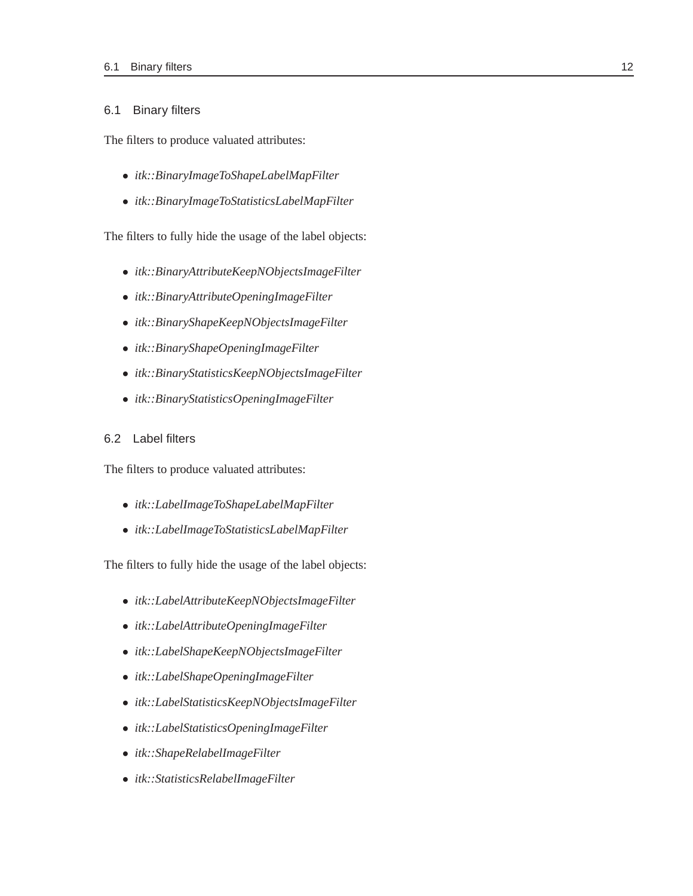## 6.1 Binary filters

The filters to produce valuated attributes:

- *itk::BinaryImageToShapeLabelMapFilter*
- *itk::BinaryImageToStatisticsLabelMapFilter*

The filters to fully hide the usage of the label objects:

- *itk::BinaryAttributeKeepNObjectsImageFilter*
- *itk::BinaryAttributeOpeningImageFilter*
- *itk::BinaryShapeKeepNObjectsImageFilter*
- *itk::BinaryShapeOpeningImageFilter*
- *itk::BinaryStatisticsKeepNObjectsImageFilter*
- *itk::BinaryStatisticsOpeningImageFilter*

## 6.2 Label filters

The filters to produce valuated attributes:

- *itk::LabelImageToShapeLabelMapFilter*
- *itk::LabelImageToStatisticsLabelMapFilter*

The filters to fully hide the usage of the label objects:

- *itk::LabelAttributeKeepNObjectsImageFilter*
- *itk::LabelAttributeOpeningImageFilter*
- *itk::LabelShapeKeepNObjectsImageFilter*
- *itk::LabelShapeOpeningImageFilter*
- *itk::LabelStatisticsKeepNObjectsImageFilter*
- *itk::LabelStatisticsOpeningImageFilter*
- *itk::ShapeRelabelImageFilter*
- *itk::StatisticsRelabelImageFilter*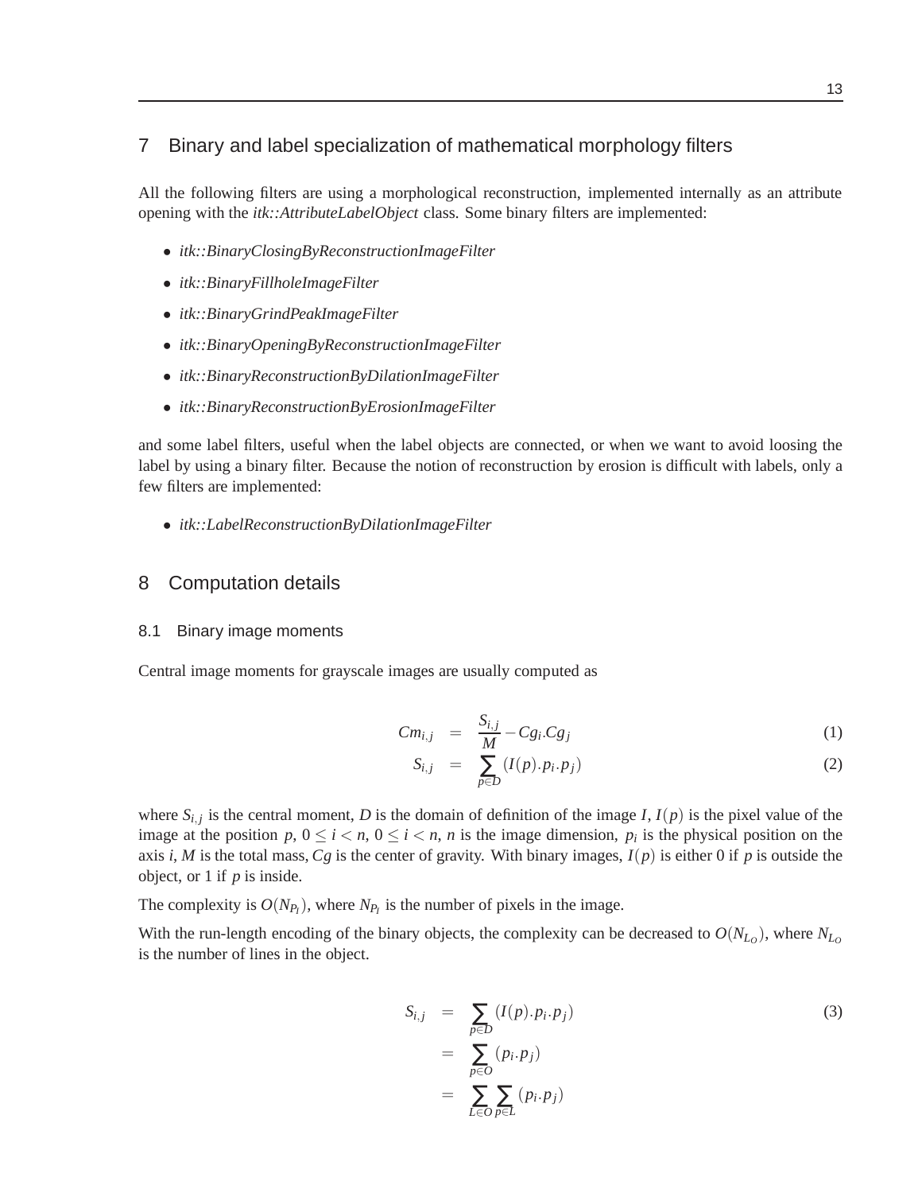## 7 Binary and label specialization of mathematical morphology filters

All the following filters are using a morphological reconstruction, implemented internally as an attribute opening with the *itk::AttributeLabelObject* class. Some binary filters are implemented:

- *itk::BinaryClosingByReconstructionImageFilter*
- *itk::BinaryFillholeImageFilter*
- *itk::BinaryGrindPeakImageFilter*
- *itk::BinaryOpeningByReconstructionImageFilter*
- *itk::BinaryReconstructionByDilationImageFilter*
- *itk::BinaryReconstructionByErosionImageFilter*

and some label filters, useful when the label objects are connected, or when we want to avoid loosing the label by using a binary filter. Because the notion of reconstruction by erosion is difficult with labels, only a few filters are implemented:

- *itk::LabelReconstructionByDilationImageFilter*

## 8 Computation details

### 8.1 Binary image moments

Central image moments for grayscale images are usually computed as

$$Cm_{i,j} = \frac{S_{i,j}}{M} - Cg_i.Cg_j \tag{1}$$

$$S_{i,j} = \sum_{p \in D} (I(p).p_i.p_j) \tag{2}$$

where $S_{i,j}$ is the central moment, $D$ is the domain of definition of the image $I$, $I(p)$ is the pixel value of the image at the position $p$, $0 \leq i < n$, $0 \leq i < n$, $n$ is the image dimension, $p_i$ is the physical position on the axis $i$, $M$ is the total mass, $Cg$ is the center of gravity. With binary images, $I(p)$ is either 0 if $p$ is outside the object, or 1 if $p$ is inside.

The complexity is $O(N_{P_I})$, where $N_{P_I}$ is the number of pixels in the image.

With the run-length encoding of the binary objects, the complexity can be decreased to $O(N_{L_O})$, where $N_{L_O}$ is the number of lines in the object.

$$\begin{aligned} S_{i,j} &= \sum_{p \in D} (I(p).p_i.p_j) \\ &= \sum_{p \in O} (p_i.p_j) \\ &= \sum_{L \in O} \sum_{p \in L} (p_i.p_j) \end{aligned} \tag{3}$$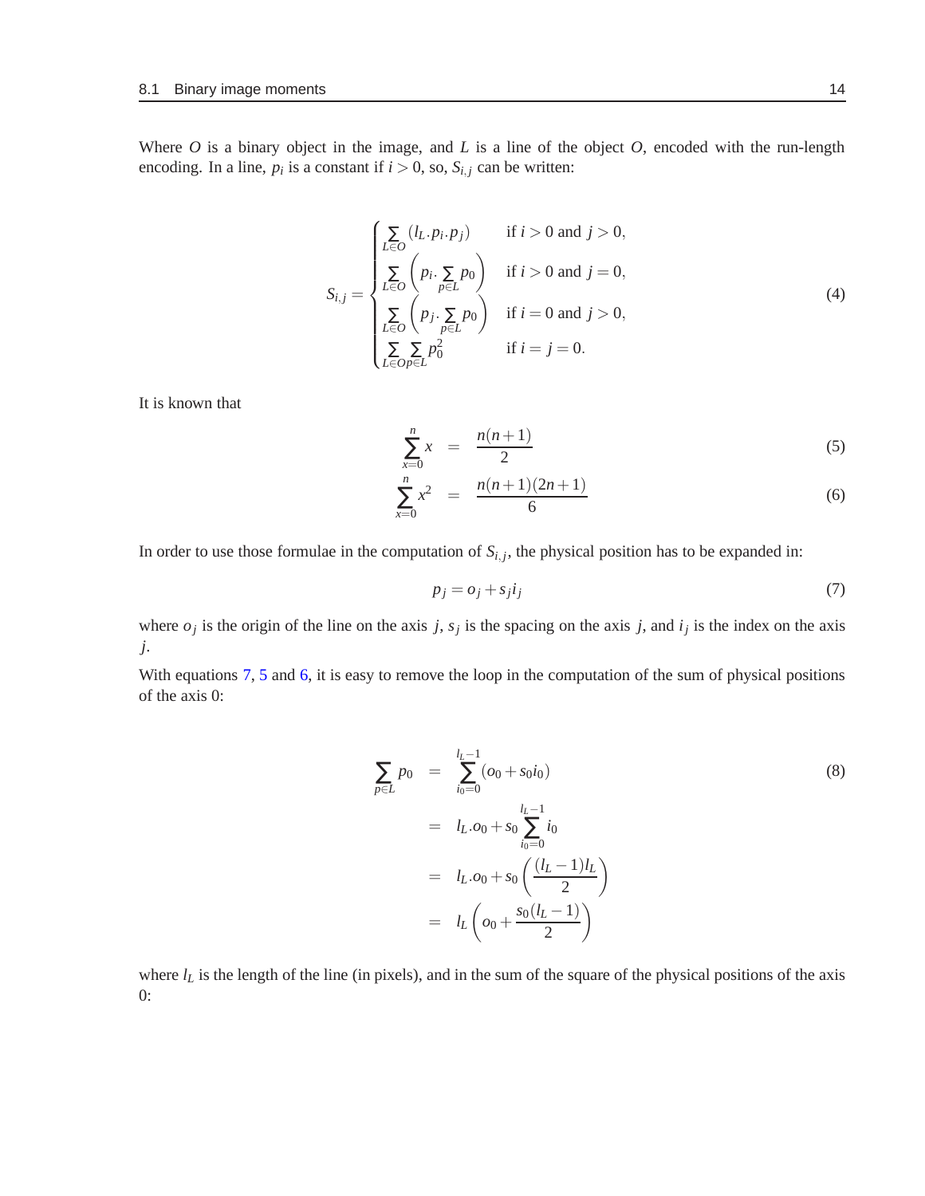Where $O$ is a binary object in the image, and $L$ is a line of the object $O$, encoded with the run-length encoding. In a line, $p_i$ is a constant if $i > 0$, so, $S_{i,j}$ can be written:

$$S_{i,j} = \begin{cases} \sum_{L \in O} (l_L . p_i . p_j) & \text{if } i > 0 \text{ and } j > 0, \\ \sum_{L \in O} \left( p_i . \sum_{p \in L} p_0 \right) & \text{if } i > 0 \text{ and } j = 0, \\ \sum_{L \in O} \left( p_j . \sum_{p \in L} p_0 \right) & \text{if } i = 0 \text{ and } j > 0, \\ \sum_{L \in O} \sum_{p \in L} p_0^2 & \text{if } i = j = 0. \end{cases} \tag{4}$$

It is known that

$$\sum_{x=0}^{n} x = \frac{n(n+1)}{2} \tag{5}$$

$$\sum_{x=0}^{n} x^2 = \frac{n(n+1)(2n+1)}{6} \tag{6}$$

In order to use those formulae in the computation of $S_{i,j}$, the physical position has to be expanded in:

$$p_j = o_j + s_j i_j \tag{7}$$

where $o_j$ is the origin of the line on the axis $j$, $s_j$ is the spacing on the axis $j$, and $i_j$ is the index on the axis $j$.

With equations 7, 5 and 6, it is easy to remove the loop in the computation of the sum of physical positions of the axis 0:

$$\begin{aligned} \sum_{p \in L} p_0 &= \sum_{i_0=0}^{l_L-1} (o_0 + s_0 i_0) \\ &= l_L . o_0 + s_0 \sum_{i_0=0}^{l_L-1} i_0 \\ &= l_L . o_0 + s_0 \left( \frac{(l_L - 1) l_L}{2} \right) \\ &= l_L \left( o_0 + \frac{s_0 (l_L - 1)}{2} \right) \end{aligned} \tag{8}$$

where $l_L$ is the length of the line (in pixels), and in the sum of the square of the physical positions of the axis 0: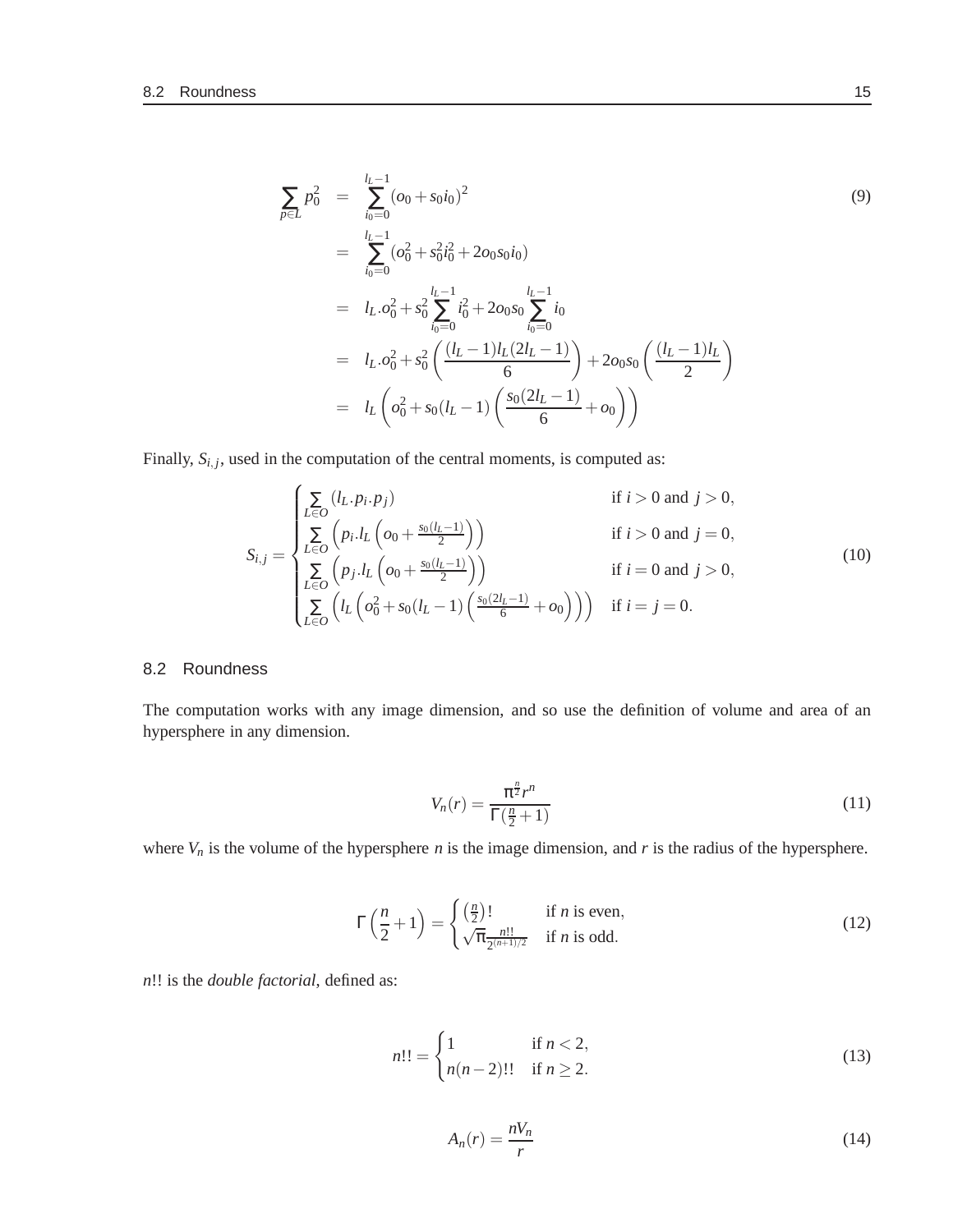$$
\begin{aligned}
\sum_{p \in L} p_0^2 &= \sum_{i_0=0}^{l_L-1} (o_0 + s_0 i_0)^2 \\
&= \sum_{i_0=0}^{l_L-1} (o_0^2 + s_0^2 i_0^2 + 2 o_0 s_0 i_0) \\
&= l_L . o_0^2 + s_0^2 \sum_{i_0=0}^{l_L-1} i_0^2 + 2 o_0 s_0 \sum_{i_0=0}^{l_L-1} i_0 \\
&= l_L . o_0^2 + s_0^2 \left( \frac{(l_L-1) l_L (2 l_L - 1)}{6} \right) + 2 o_0 s_0 \left( \frac{(l_L-1) l_L}{2} \right) \\
&= l_L \left( o_0^2 + s_0 (l_L - 1) \left( \frac{s_0 (2 l_L - 1)}{6} + o_0 \right) \right)
\end{aligned} \tag{9}
$$

Finally, $S_{i,j}$, used in the computation of the central moments, is computed as:

$$
S_{i,j} = \begin{cases}
\sum_{L \in O} (l_L . p_i . p_j) & \text{if } i > 0 \text{ and } j > 0, \\
\sum_{L \in O} \left( p_i . l_L \left( o_0 + \frac{s_0 (l_L - 1)}{2} \right) \right) & \text{if } i > 0 \text{ and } j = 0, \\
\sum_{L \in O} \left( p_j . l_L \left( o_0 + \frac{s_0 (l_L - 1)}{2} \right) \right) & \text{if } i = 0 \text{ and } j > 0, \\
\sum_{L \in O} \left( l_L \left( o_0^2 + s_0 (l_L - 1) \left( \frac{s_0 (2 l_L - 1)}{6} + o_0 \right) \right) \right) & \text{if } i = j = 0.
\end{cases} \tag{10}
$$

## 8.2 Roundness

The computation works with any image dimension, and so use the definition of volume and area of an hypersphere in any dimension.

$$
V_n(r) = \frac{\pi^{\frac{n}{2}} r^n}{\Gamma(\frac{n}{2} + 1)} \tag{11}
$$

where $V_n$ is the volume of the hypersphere $n$ is the image dimension, and $r$ is the radius of the hypersphere.

$$
\Gamma\left(\frac{n}{2} + 1\right) = \begin{cases}
\left(\frac{n}{2}\right)! & \text{if } n \text{ is even}, \\
\sqrt{\pi} \frac{n!!}{2^{(n+1)/2}} & \text{if } n \text{ is odd}.
\end{cases} \tag{12}
$$

$n!!$ is the *double factorial*, defined as:

$$
n!! = \begin{cases}
1 & \text{if } n < 2, \\
n(n-2)!! & \text{if } n \geq 2.
\end{cases} \tag{13}
$$

$$
A_n(r) = \frac{n V_n}{r} \tag{14}
$$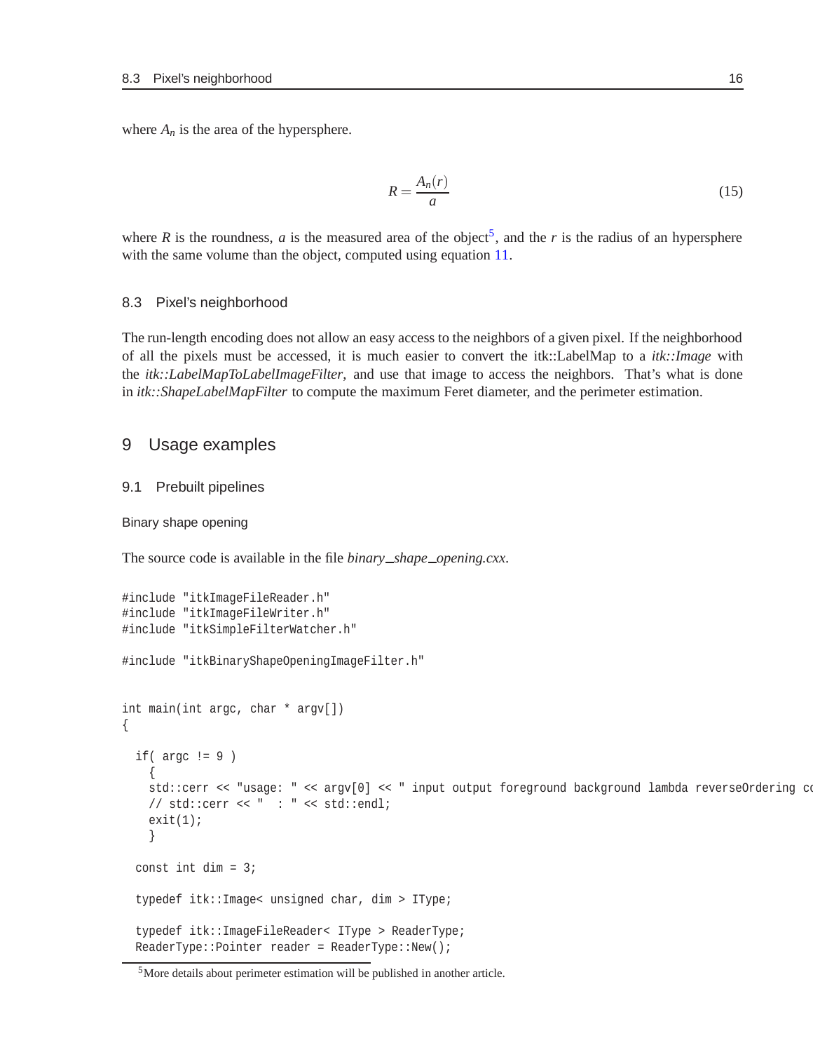where $A_n$ is the area of the hypersphere.

$$R = \frac{A_n(r)}{a} \tag{15}$$

where $R$ is the roundness, $a$ is the measured area of the object[5], and the $r$ is the radius of an hypersphere with the same volume than the object, computed using equation 11.

### 8.3 Pixel's neighborhood

The run-length encoding does not allow an easy access to the neighbors of a given pixel. If the neighborhood of all the pixels must be accessed, it is much easier to convert the itk::LabelMap to a *itk::Image* with the *itk::LabelMapToLabelImageFilter*, and use that image to access the neighbors. That's what is done in *itk::ShapeLabelMapFilter* to compute the maximum Feret diameter, and the perimeter estimation.

## 9 Usage examples

### 9.1 Prebuilt pipelines

#### Binary shape opening

The source code is available in the file *binary_shape_opening.cxx*.

```
#include "itkImageFileReader.h"
#include "itkImageFileWriter.h"
#include "itkSimpleFilterWatcher.h"

#include "itkBinaryShapeOpeningImageFilter.h"


int main(int argc, char * argv[])
{

  if( argc != 9 )
    {
    std::cerr << "usage: " << argv[0] << " input output foreground background lambda reverseOrdering co
    // std::cerr << "  : " << std::endl;
    exit(1);
    }

  const int dim = 3;

  typedef itk::Image< unsigned char, dim > IType;

  typedef itk::ImageFileReader< IType > ReaderType;
  ReaderType::Pointer reader = ReaderType::New();
```

[5] More details about perimeter estimation will be published in another article.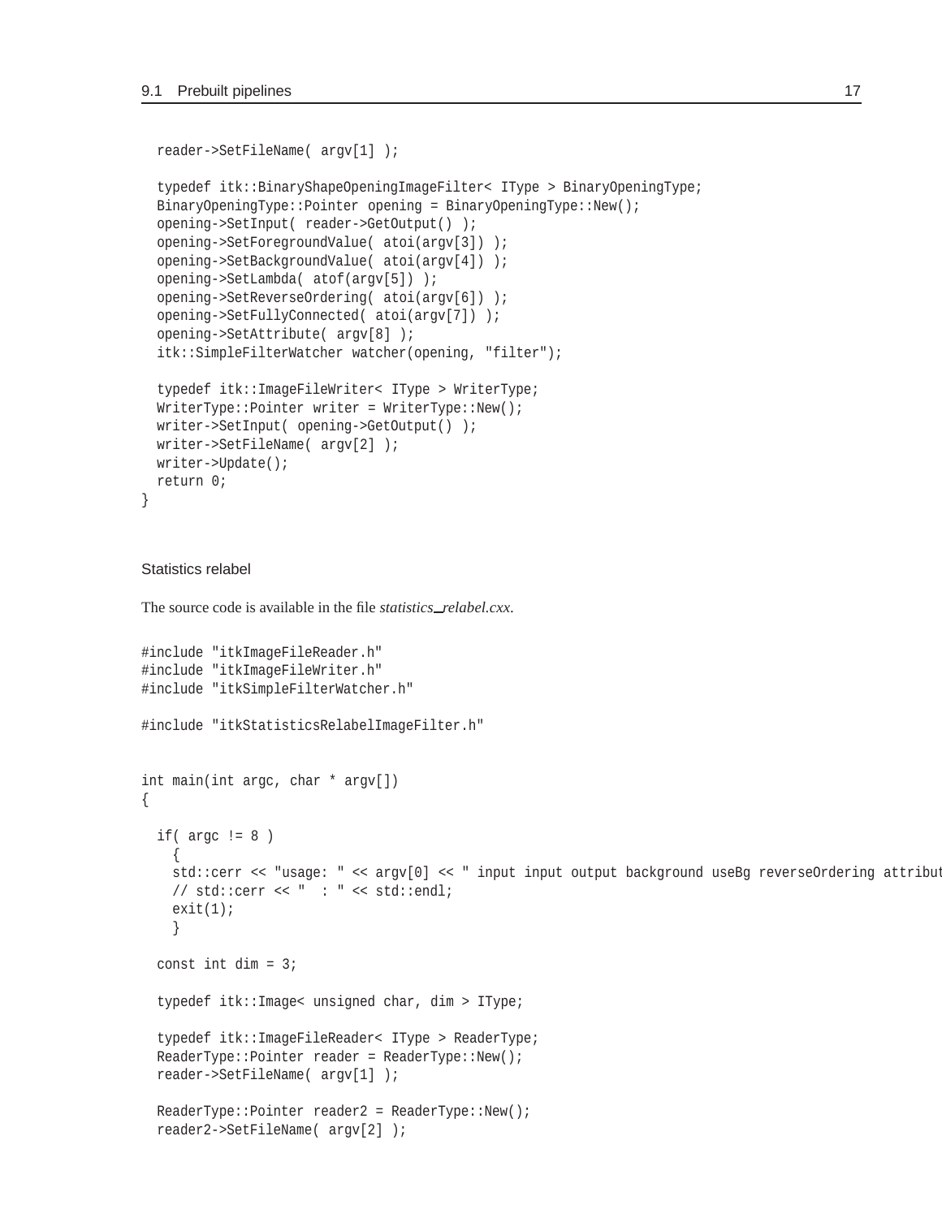```
  reader->SetFileName( argv[1] );

  typedef itk::BinaryShapeOpeningImageFilter< IType > BinaryOpeningType;
  BinaryOpeningType::Pointer opening = BinaryOpeningType::New();
  opening->SetInput( reader->GetOutput() );
  opening->SetForegroundValue( atoi(argv[3]) );
  opening->SetBackgroundValue( atoi(argv[4]) );
  opening->SetLambda( atof(argv[5]) );
  opening->SetReverseOrdering( atoi(argv[6]) );
  opening->SetFullyConnected( atoi(argv[7]) );
  opening->SetAttribute( argv[8] );
  itk::SimpleFilterWatcher watcher(opening, "filter");

  typedef itk::ImageFileWriter< IType > WriterType;
  WriterType::Pointer writer = WriterType::New();
  writer->SetInput( opening->GetOutput() );
  writer->SetFileName( argv[2] );
  writer->Update();
  return 0;
}
```

### Statistics relabel

The source code is available in the file *statistics_relabel.cxx*.

```
#include "itkImageFileReader.h"
#include "itkImageFileWriter.h"
#include "itkSimpleFilterWatcher.h"

#include "itkStatisticsRelabelImageFilter.h"


int main(int argc, char * argv[])
{

  if( argc != 8 )
    {
    std::cerr << "usage: " << argv[0] << " input input output background useBg reverseOrdering attribut
    // std::cerr << "  : " << std::endl;
    exit(1);
    }

  const int dim = 3;

  typedef itk::Image< unsigned char, dim > IType;

  typedef itk::ImageFileReader< IType > ReaderType;
  ReaderType::Pointer reader = ReaderType::New();
  reader->SetFileName( argv[1] );

  ReaderType::Pointer reader2 = ReaderType::New();
  reader2->SetFileName( argv[2] );
```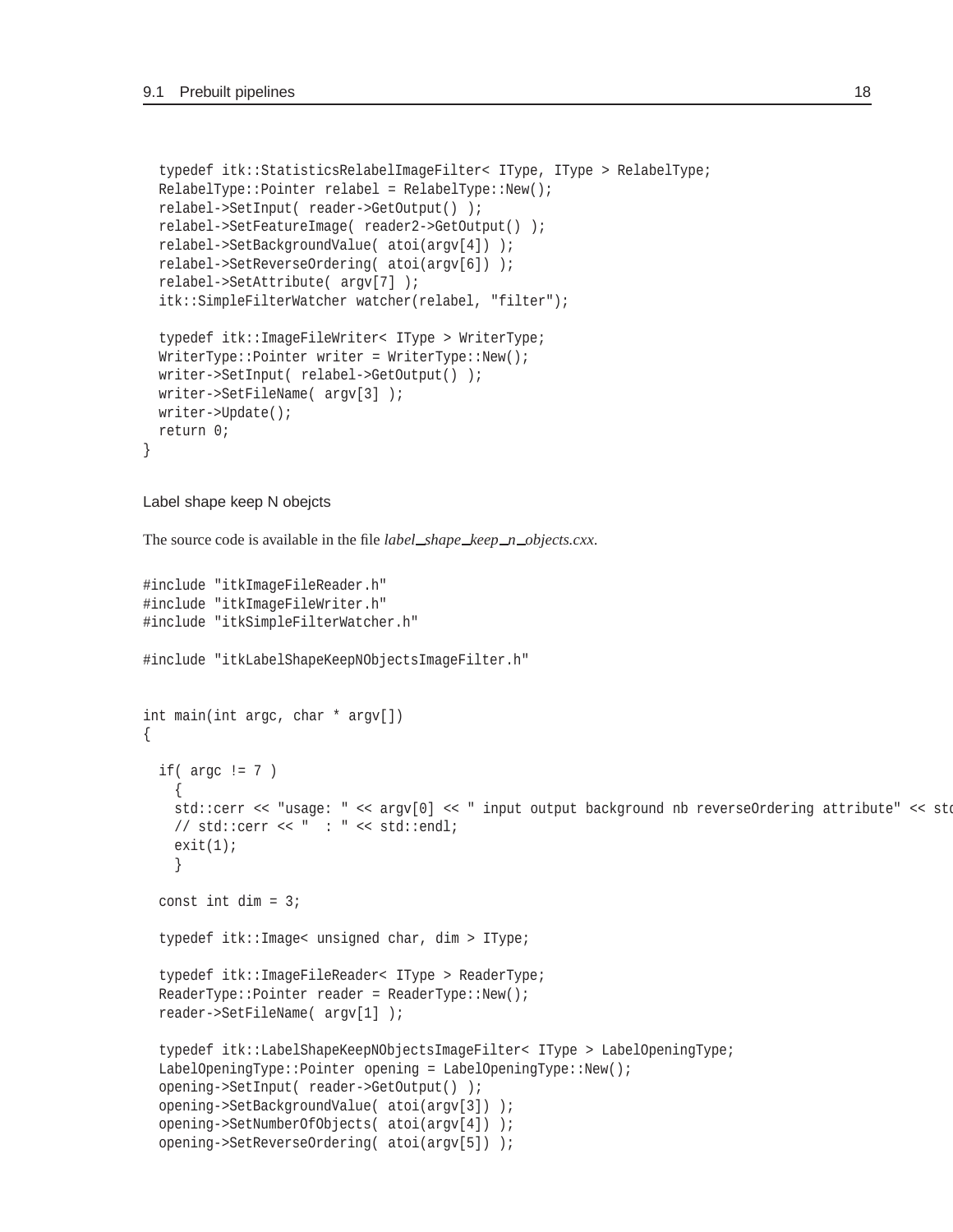```
  typedef itk::StatisticsRelabelImageFilter< IType, IType > RelabelType;
  RelabelType::Pointer relabel = RelabelType::New();
  relabel->SetInput( reader->GetOutput() );
  relabel->SetFeatureImage( reader2->GetOutput() );
  relabel->SetBackgroundValue( atoi(argv[4]) );
  relabel->SetReverseOrdering( atoi(argv[6]) );
  relabel->SetAttribute( argv[7] );
  itk::SimpleFilterWatcher watcher(relabel, "filter");

  typedef itk::ImageFileWriter< IType > WriterType;
  WriterType::Pointer writer = WriterType::New();
  writer->SetInput( relabel->GetOutput() );
  writer->SetFileName( argv[3] );
  writer->Update();
  return 0;
}
```

### Label shape keep N obejcts

The source code is available in the file *label_shape_keep_n_objects.cxx*.

```
#include "itkImageFileReader.h"
#include "itkImageFileWriter.h"
#include "itkSimpleFilterWatcher.h"

#include "itkLabelShapeKeepNObjectsImageFilter.h"


int main(int argc, char * argv[])
{

  if( argc != 7 )
    {
    std::cerr << "usage: " << argv[0] << " input output background nb reverseOrdering attribute" << std
    // std::cerr << "  : " << std::endl;
    exit(1);
    }

  const int dim = 3;

  typedef itk::Image< unsigned char, dim > IType;

  typedef itk::ImageFileReader< IType > ReaderType;
  ReaderType::Pointer reader = ReaderType::New();
  reader->SetFileName( argv[1] );

  typedef itk::LabelShapeKeepNObjectsImageFilter< IType > LabelOpeningType;
  LabelOpeningType::Pointer opening = LabelOpeningType::New();
  opening->SetInput( reader->GetOutput() );
  opening->SetBackgroundValue( atoi(argv[3]) );
  opening->SetNumberOfObjects( atoi(argv[4]) );
  opening->SetReverseOrdering( atoi(argv[5]) );
```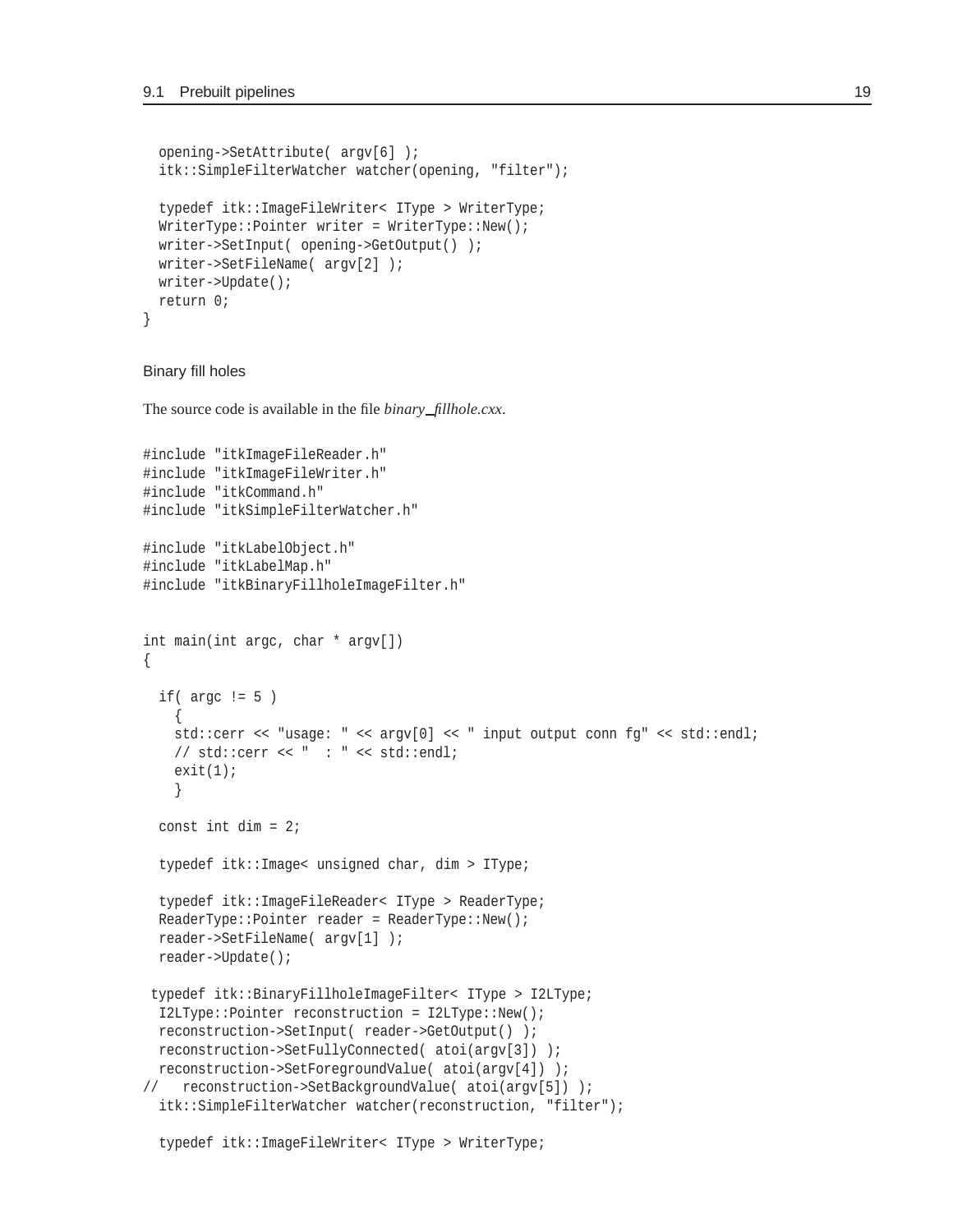```
  opening->SetAttribute( argv[6] );
  itk::SimpleFilterWatcher watcher(opening, "filter");

  typedef itk::ImageFileWriter< IType > WriterType;
  WriterType::Pointer writer = WriterType::New();
  writer->SetInput( opening->GetOutput() );
  writer->SetFileName( argv[2] );
  writer->Update();
  return 0;
}
```

### Binary fill holes

The source code is available in the file *binary_fillhole.cxx*.

```
#include "itkImageFileReader.h"
#include "itkImageFileWriter.h"
#include "itkCommand.h"
#include "itkSimpleFilterWatcher.h"

#include "itkLabelObject.h"
#include "itkLabelMap.h"
#include "itkBinaryFillholeImageFilter.h"


int main(int argc, char * argv[])
{

  if( argc != 5 )
    {
    std::cerr << "usage: " << argv[0] << " input output conn fg" << std::endl;
    // std::cerr << "  : " << std::endl;
    exit(1);
    }

  const int dim = 2;

  typedef itk::Image< unsigned char, dim > IType;

  typedef itk::ImageFileReader< IType > ReaderType;
  ReaderType::Pointer reader = ReaderType::New();
  reader->SetFileName( argv[1] );
  reader->Update();

 typedef itk::BinaryFillholeImageFilter< IType > I2LType;
  I2LType::Pointer reconstruction = I2LType::New();
  reconstruction->SetInput( reader->GetOutput() );
  reconstruction->SetFullyConnected( atoi(argv[3]) );
  reconstruction->SetForegroundValue( atoi(argv[4]) );
//   reconstruction->SetBackgroundValue( atoi(argv[5]) );
  itk::SimpleFilterWatcher watcher(reconstruction, "filter");

  typedef itk::ImageFileWriter< IType > WriterType;
```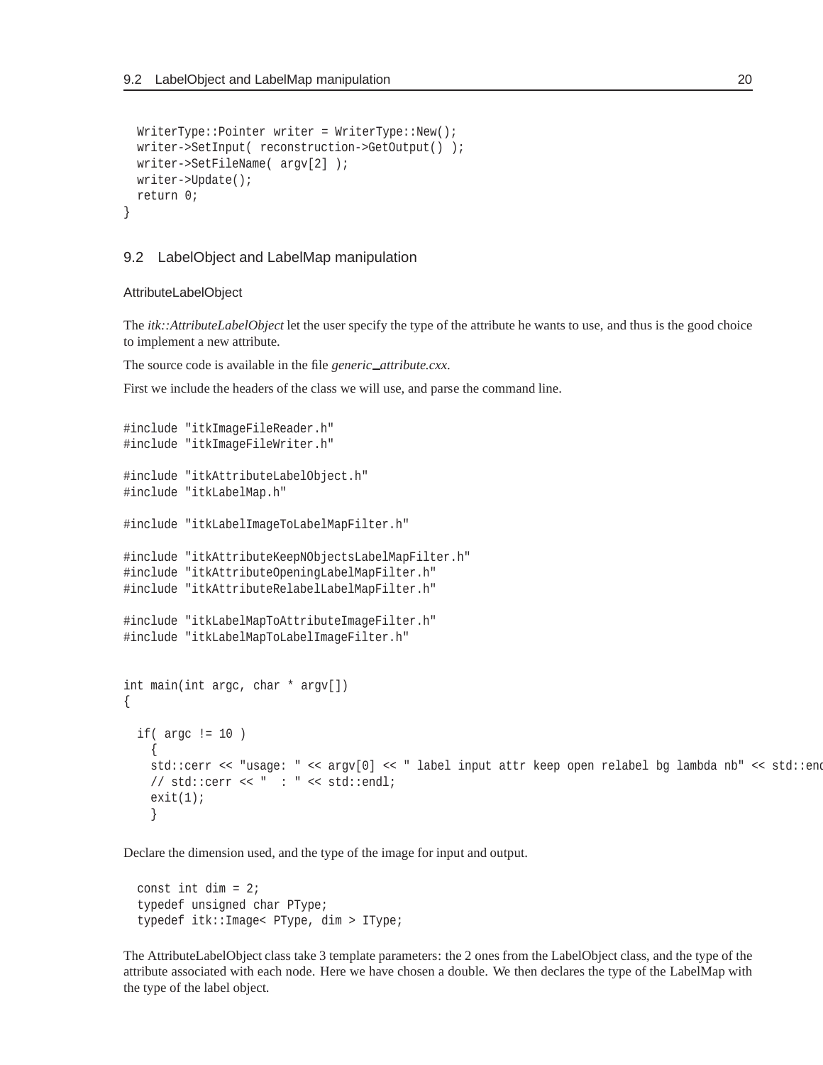```
  WriterType::Pointer writer = WriterType::New();
  writer->SetInput( reconstruction->GetOutput() );
  writer->SetFileName( argv[2] );
  writer->Update();
  return 0;
}
```

## 9.2 LabelObject and LabelMap manipulation

### AttributeLabelObject

The *itk::AttributeLabelObject* let the user specify the type of the attribute he wants to use, and thus is the good choice to implement a new attribute.

The source code is available in the file *generic_attribute.cxx*.

First we include the headers of the class we will use, and parse the command line.

```
#include "itkImageFileReader.h"
#include "itkImageFileWriter.h"

#include "itkAttributeLabelObject.h"
#include "itkLabelMap.h"

#include "itkLabelImageToLabelMapFilter.h"

#include "itkAttributeKeepNObjectsLabelMapFilter.h"
#include "itkAttributeOpeningLabelMapFilter.h"
#include "itkAttributeRelabelLabelMapFilter.h"

#include "itkLabelMapToAttributeImageFilter.h"
#include "itkLabelMapToLabelImageFilter.h"


int main(int argc, char * argv[])
{

  if( argc != 10 )
    {
    std::cerr << "usage: " << argv[0] << " label input attr keep open relabel bg lambda nb" << std::endl;
    // std::cerr << "  : " << std::endl;
    exit(1);
    }
```

Declare the dimension used, and the type of the image for input and output.

```
  const int dim = 2;
  typedef unsigned char PType;
  typedef itk::Image< PType, dim > IType;
```

The AttributeLabelObject class take 3 template parameters: the 2 ones from the LabelObject class, and the type of the attribute associated with each node. Here we have chosen a double. We then declares the type of the LabelMap with the type of the label object.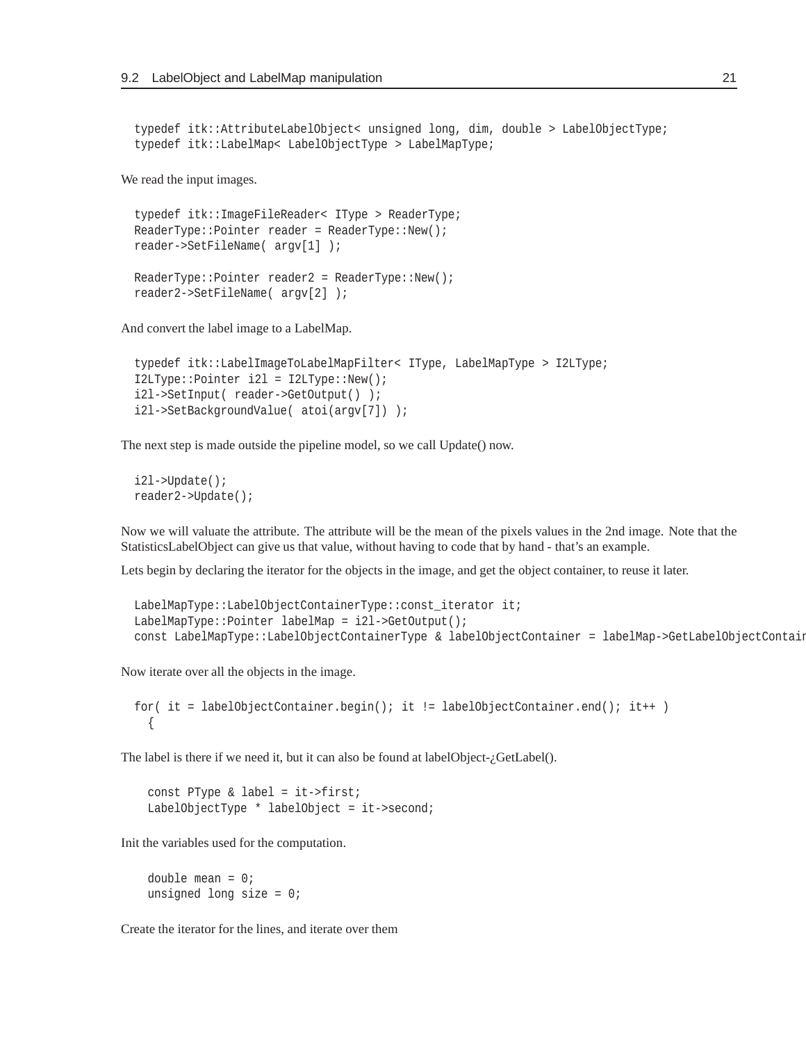```
typedef itk::AttributeLabelObject< unsigned long, dim, double > LabelObjectType;
typedef itk::LabelMap< LabelObjectType > LabelMapType;
```

We read the input images.

```
typedef itk::ImageFileReader< IType > ReaderType;
ReaderType::Pointer reader = ReaderType::New();
reader->SetFileName( argv[1] );

ReaderType::Pointer reader2 = ReaderType::New();
reader2->SetFileName( argv[2] );
```

And convert the label image to a LabelMap.

```
typedef itk::LabelImageToLabelMapFilter< IType, LabelMapType > I2LType;
I2LType::Pointer i2l = I2LType::New();
i2l->SetInput( reader->GetOutput() );
i2l->SetBackgroundValue( atoi(argv[7]) );
```

The next step is made outside the pipeline model, so we call Update() now.

```
i2l->Update();
reader2->Update();
```

Now we will valuate the attribute. The attribute will be the mean of the pixels values in the 2nd image. Note that the StatisticsLabelObject can give us that value, without having to code that by hand - that's an example.

Lets begin by declaring the iterator for the objects in the image, and get the object container, to reuse it later.

```
LabelMapType::LabelObjectContainerType::const_iterator it;
LabelMapType::Pointer labelMap = i2l->GetOutput();
const LabelMapType::LabelObjectContainerType & labelObjectContainer = labelMap->GetLabelObjectContair
```

Now iterate over all the objects in the image.

```
for( it = labelObjectContainer.begin(); it != labelObjectContainer.end(); it++ )
  {
```

The label is there if we need it, but it can also be found at labelObject-¿GetLabel().

```
    const PType & label = it->first;
    LabelObjectType * labelObject = it->second;
```

Init the variables used for the computation.

```
    double mean = 0;
    unsigned long size = 0;
```

Create the iterator for the lines, and iterate over them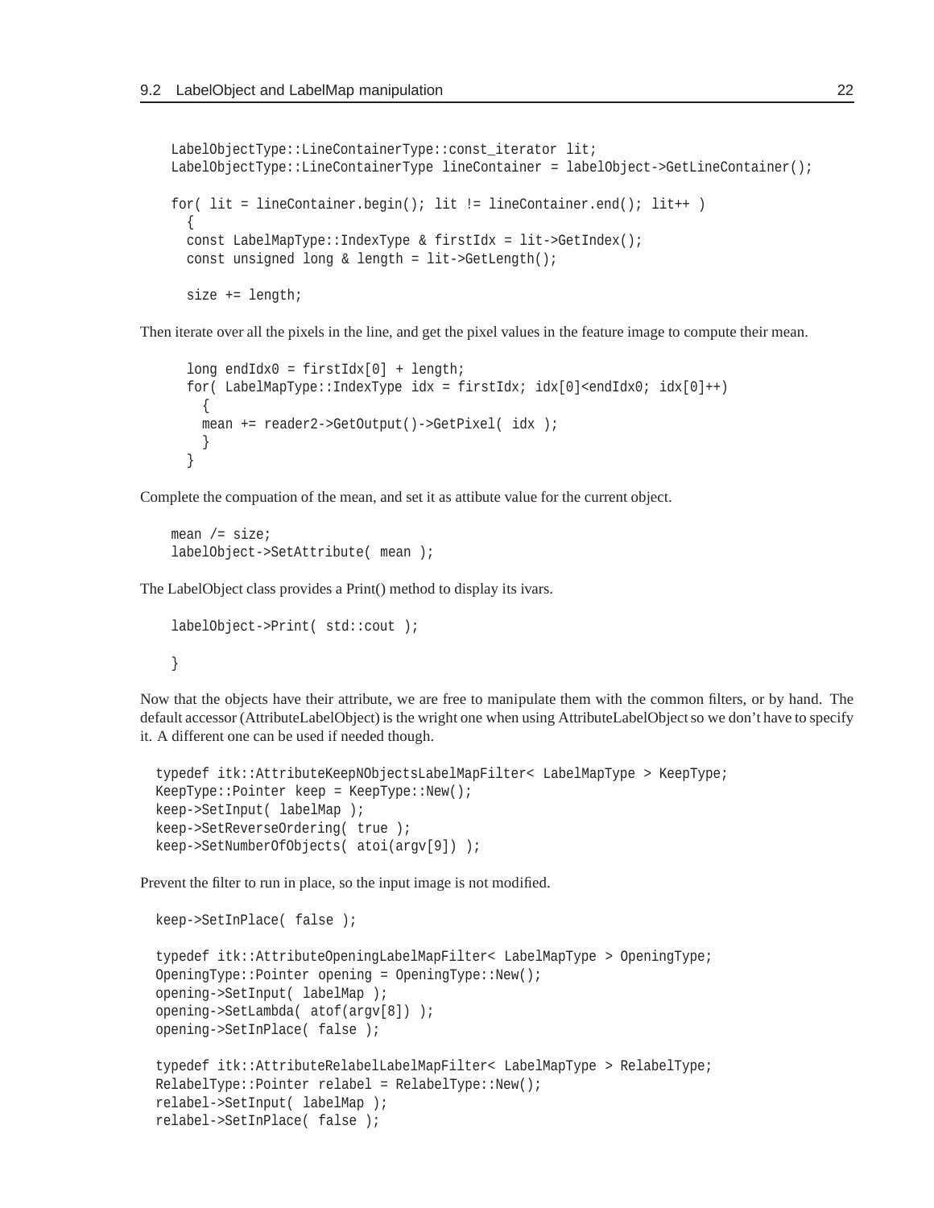```
    LabelObjectType::LineContainerType::const_iterator lit;
    LabelObjectType::LineContainerType lineContainer = labelObject->GetLineContainer();

    for( lit = lineContainer.begin(); lit != lineContainer.end(); lit++ )
      {
      const LabelMapType::IndexType & firstIdx = lit->GetIndex();
      const unsigned long & length = lit->GetLength();

      size += length;
```

Then iterate over all the pixels in the line, and get the pixel values in the feature image to compute their mean.

```
      long endIdx0 = firstIdx[0] + length;
      for( LabelMapType::IndexType idx = firstIdx; idx[0]<endIdx0; idx[0]++)
        {
        mean += reader2->GetOutput()->GetPixel( idx );
        }
      }
```

Complete the compuation of the mean, and set it as attibute value for the current object.

```
    mean /= size;
    labelObject->SetAttribute( mean );
```

The LabelObject class provides a Print() method to display its ivars.

```
    labelObject->Print( std::cout );

    }
```

Now that the objects have their attribute, we are free to manipulate them with the common filters, or by hand. The default accessor (AttributeLabelObject) is the wright one when using AttributeLabelObject so we don't have to specify it. A different one can be used if needed though.

```
  typedef itk::AttributeKeepNObjectsLabelMapFilter< LabelMapType > KeepType;
  KeepType::Pointer keep = KeepType::New();
  keep->SetInput( labelMap );
  keep->SetReverseOrdering( true );
  keep->SetNumberOfObjects( atoi(argv[9]) );
```

Prevent the filter to run in place, so the input image is not modified.

```
  keep->SetInPlace( false );

  typedef itk::AttributeOpeningLabelMapFilter< LabelMapType > OpeningType;
  OpeningType::Pointer opening = OpeningType::New();
  opening->SetInput( labelMap );
  opening->SetLambda( atof(argv[8]) );
  opening->SetInPlace( false );

  typedef itk::AttributeRelabelLabelMapFilter< LabelMapType > RelabelType;
  RelabelType::Pointer relabel = RelabelType::New();
  relabel->SetInput( labelMap );
  relabel->SetInPlace( false );
```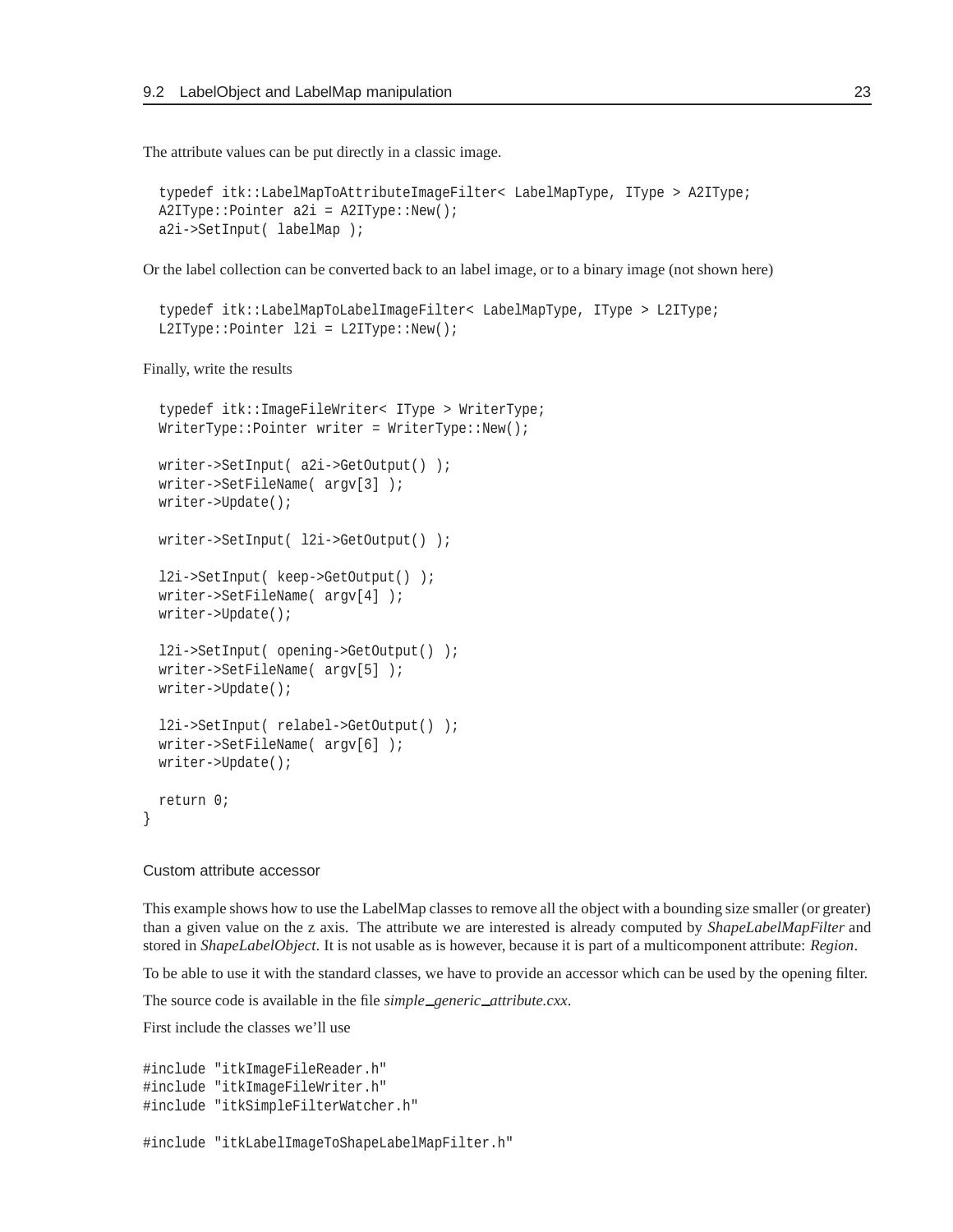The attribute values can be put directly in a classic image.

```
  typedef itk::LabelMapToAttributeImageFilter< LabelMapType, IType > A2IType;
  A2IType::Pointer a2i = A2IType::New();
  a2i->SetInput( labelMap );
```

Or the label collection can be converted back to an label image, or to a binary image (not shown here)

```
  typedef itk::LabelMapToLabelImageFilter< LabelMapType, IType > L2IType;
  L2IType::Pointer l2i = L2IType::New();
```

Finally, write the results

```
  typedef itk::ImageFileWriter< IType > WriterType;
  WriterType::Pointer writer = WriterType::New();

  writer->SetInput( a2i->GetOutput() );
  writer->SetFileName( argv[3] );
  writer->Update();

  writer->SetInput( l2i->GetOutput() );

  l2i->SetInput( keep->GetOutput() );
  writer->SetFileName( argv[4] );
  writer->Update();

  l2i->SetInput( opening->GetOutput() );
  writer->SetFileName( argv[5] );
  writer->Update();

  l2i->SetInput( relabel->GetOutput() );
  writer->SetFileName( argv[6] );
  writer->Update();

  return 0;
}
```

### Custom attribute accessor

This example shows how to use the LabelMap classes to remove all the object with a bounding size smaller (or greater) than a given value on the z axis. The attribute we are interested is already computed by *ShapeLabelMapFilter* and stored in *ShapeLabelObject*. It is not usable as is however, because it is part of a multicomponent attribute: *Region*.

To be able to use it with the standard classes, we have to provide an accessor which can be used by the opening filter.

The source code is available in the file *simple_generic_attribute.cxx*.

First include the classes we'll use

```
#include "itkImageFileReader.h"
#include "itkImageFileWriter.h"
#include "itkSimpleFilterWatcher.h"

#include "itkLabelImageToShapeLabelMapFilter.h"
```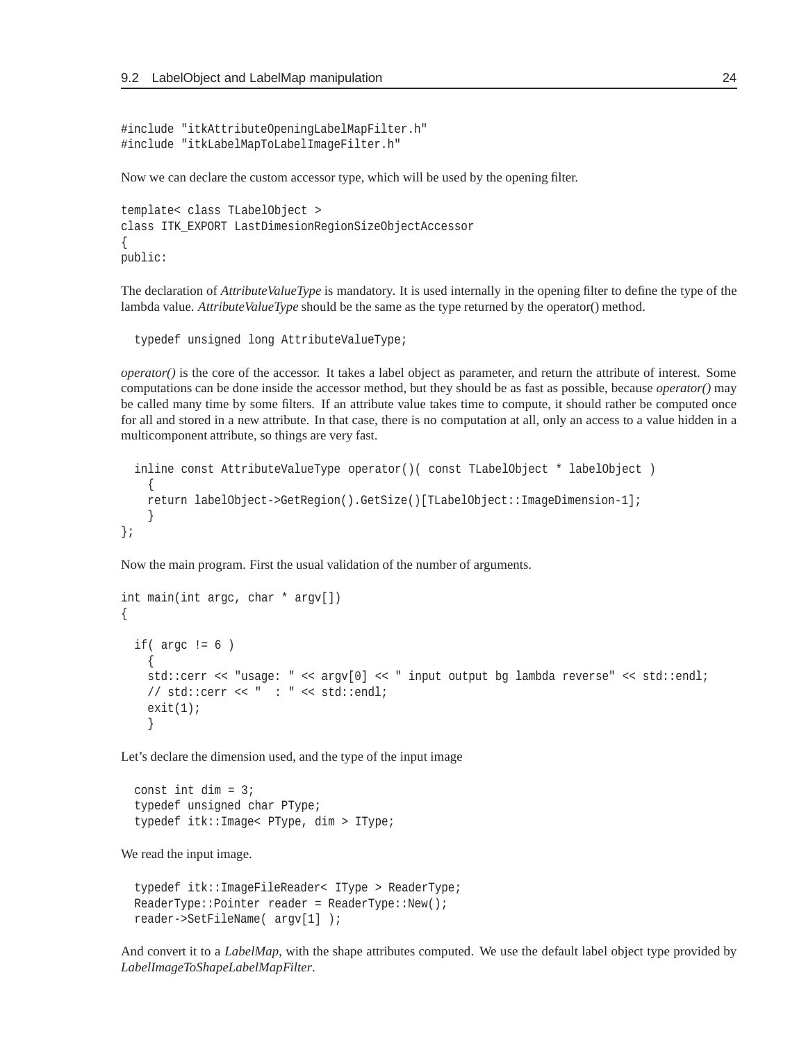```
#include "itkAttributeOpeningLabelMapFilter.h"
#include "itkLabelMapToLabelImageFilter.h"
```

Now we can declare the custom accessor type, which will be used by the opening filter.

```
template< class TLabelObject >
class ITK_EXPORT LastDimesionRegionSizeObjectAccessor
{
public:
```

The declaration of *AttributeValueType* is mandatory. It is used internally in the opening filter to define the type of the lambda value. *AttributeValueType* should be the same as the type returned by the operator() method.

```
  typedef unsigned long AttributeValueType;
```

*operator()* is the core of the accessor. It takes a label object as parameter, and return the attribute of interest. Some computations can be done inside the accessor method, but they should be as fast as possible, because *operator()* may be called many time by some filters. If an attribute value takes time to compute, it should rather be computed once for all and stored in a new attribute. In that case, there is no computation at all, only an access to a value hidden in a multicomponent attribute, so things are very fast.

```
  inline const AttributeValueType operator()( const TLabelObject * labelObject )
    {
    return labelObject->GetRegion().GetSize()[TLabelObject::ImageDimension-1];
    }
};
```

Now the main program. First the usual validation of the number of arguments.

```
int main(int argc, char * argv[])
{

  if( argc != 6 )
    {
    std::cerr << "usage: " << argv[0] << " input output bg lambda reverse" << std::endl;
    // std::cerr << "  : " << std::endl;
    exit(1);
    }
```

Let's declare the dimension used, and the type of the input image

```
  const int dim = 3;
  typedef unsigned char PType;
  typedef itk::Image< PType, dim > IType;
```

We read the input image.

```
  typedef itk::ImageFileReader< IType > ReaderType;
  ReaderType::Pointer reader = ReaderType::New();
  reader->SetFileName( argv[1] );
```

And convert it to a *LabelMap*, with the shape attributes computed. We use the default label object type provided by *LabelImageToShapeLabelMapFilter*.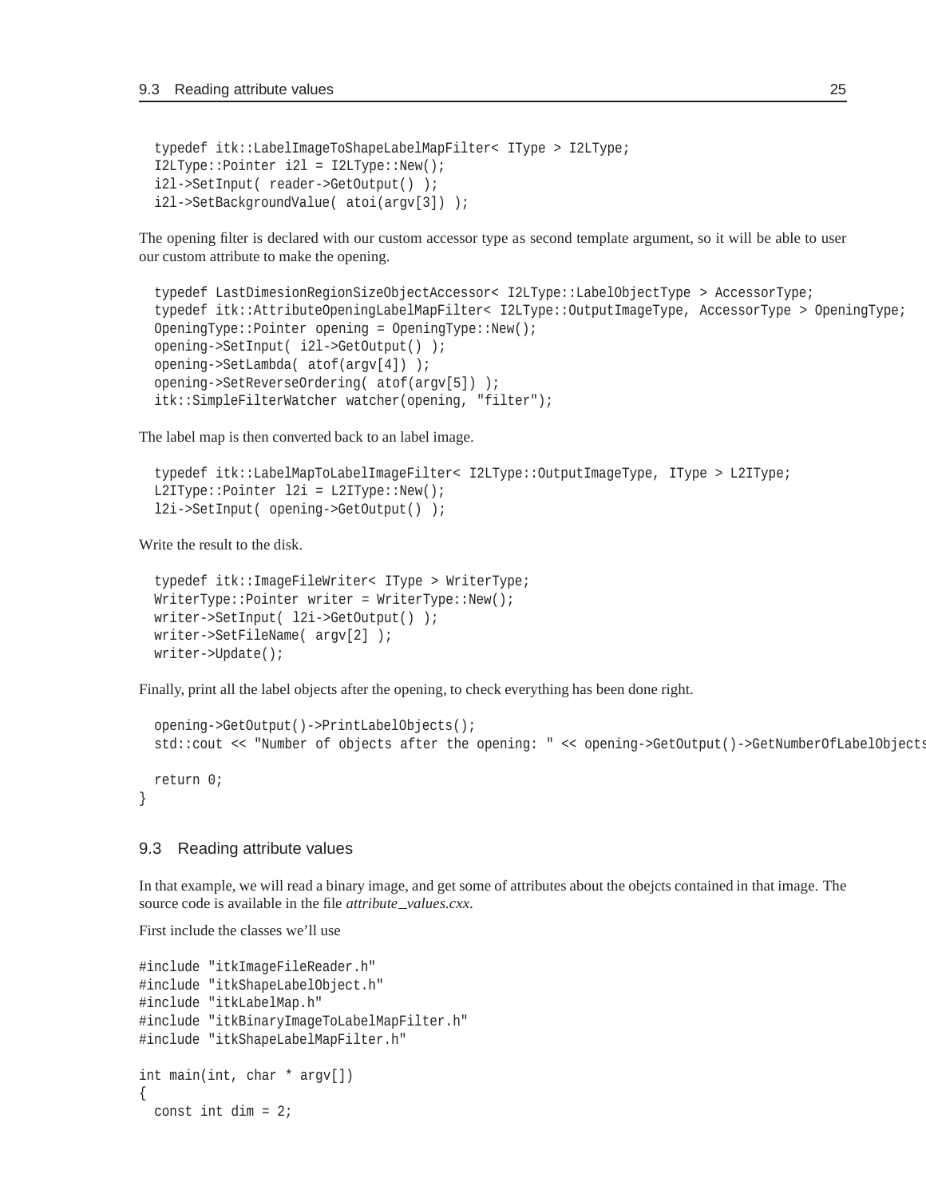```
  typedef itk::LabelImageToShapeLabelMapFilter< IType > I2LType;
  I2LType::Pointer i2l = I2LType::New();
  i2l->SetInput( reader->GetOutput() );
  i2l->SetBackgroundValue( atoi(argv[3]) );
```

The opening filter is declared with our custom accessor type as second template argument, so it will be able to user our custom attribute to make the opening.

```
  typedef LastDimesionRegionSizeObjectAccessor< I2LType::LabelObjectType > AccessorType;
  typedef itk::AttributeOpeningLabelMapFilter< I2LType::OutputImageType, AccessorType > OpeningType;
  OpeningType::Pointer opening = OpeningType::New();
  opening->SetInput( i2l->GetOutput() );
  opening->SetLambda( atof(argv[4]) );
  opening->SetReverseOrdering( atof(argv[5]) );
  itk::SimpleFilterWatcher watcher(opening, "filter");
```

The label map is then converted back to an label image.

```
  typedef itk::LabelMapToLabelImageFilter< I2LType::OutputImageType, IType > L2IType;
  L2IType::Pointer l2i = L2IType::New();
  l2i->SetInput( opening->GetOutput() );
```

Write the result to the disk.

```
  typedef itk::ImageFileWriter< IType > WriterType;
  WriterType::Pointer writer = WriterType::New();
  writer->SetInput( l2i->GetOutput() );
  writer->SetFileName( argv[2] );
  writer->Update();
```

Finally, print all the label objects after the opening, to check everything has been done right.

```
  opening->GetOutput()->PrintLabelObjects();
  std::cout << "Number of objects after the opening: " << opening->GetOutput()->GetNumberOfLabelObjects

  return 0;
}
```

## 9.3 Reading attribute values

In that example, we will read a binary image, and get some of attributes about the obejcts contained in that image. The source code is available in the file *attribute_values.cxx*.

First include the classes we'll use

```
#include "itkImageFileReader.h"
#include "itkShapeLabelObject.h"
#include "itkLabelMap.h"
#include "itkBinaryImageToLabelMapFilter.h"
#include "itkShapeLabelMapFilter.h"

int main(int, char * argv[])
{
  const int dim = 2;
```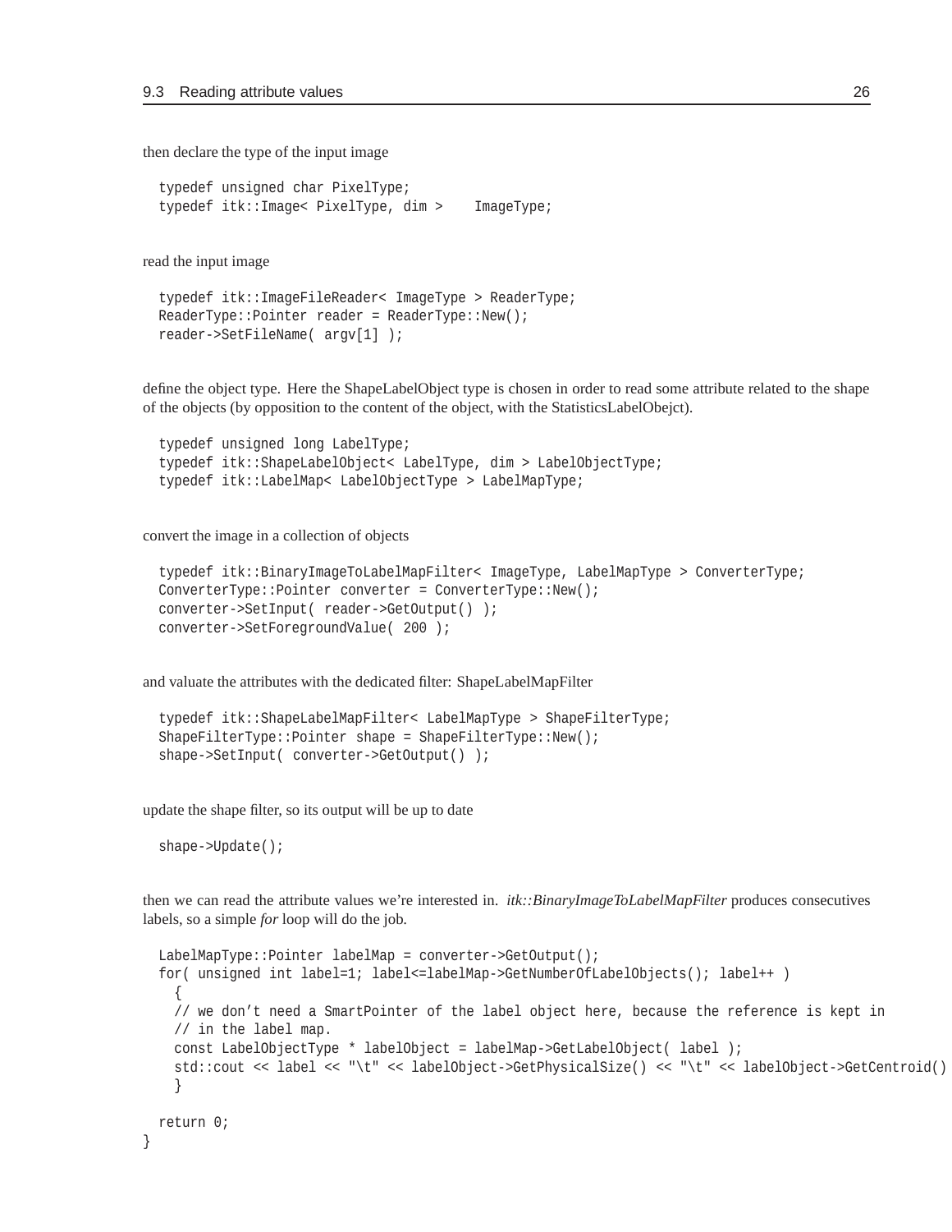then declare the type of the input image

```
  typedef unsigned char PixelType;
  typedef itk::Image< PixelType, dim >    ImageType;
```

read the input image

```
  typedef itk::ImageFileReader< ImageType > ReaderType;
  ReaderType::Pointer reader = ReaderType::New();
  reader->SetFileName( argv[1] );
```

define the object type. Here the ShapeLabelObject type is chosen in order to read some attribute related to the shape of the objects (by opposition to the content of the object, with the StatisticsLabelObejct).

```
  typedef unsigned long LabelType;
  typedef itk::ShapeLabelObject< LabelType, dim > LabelObjectType;
  typedef itk::LabelMap< LabelObjectType > LabelMapType;
```

convert the image in a collection of objects

```
  typedef itk::BinaryImageToLabelMapFilter< ImageType, LabelMapType > ConverterType;
  ConverterType::Pointer converter = ConverterType::New();
  converter->SetInput( reader->GetOutput() );
  converter->SetForegroundValue( 200 );
```

and valuate the attributes with the dedicated filter: ShapeLabelMapFilter

```
  typedef itk::ShapeLabelMapFilter< LabelMapType > ShapeFilterType;
  ShapeFilterType::Pointer shape = ShapeFilterType::New();
  shape->SetInput( converter->GetOutput() );
```

update the shape filter, so its output will be up to date

```
  shape->Update();
```

then we can read the attribute values we're interested in. *itk::BinaryImageToLabelMapFilter* produces consecutives labels, so a simple *for* loop will do the job.

```
  LabelMapType::Pointer labelMap = converter->GetOutput();
  for( unsigned int label=1; label<=labelMap->GetNumberOfLabelObjects(); label++ )
    {
    // we don't need a SmartPointer of the label object here, because the reference is kept in
    // in the label map.
    const LabelObjectType * labelObject = labelMap->GetLabelObject( label );
    std::cout << label << "\t" << labelObject->GetPhysicalSize() << "\t" << labelObject->GetCentroid()
    }

  return 0;
}
```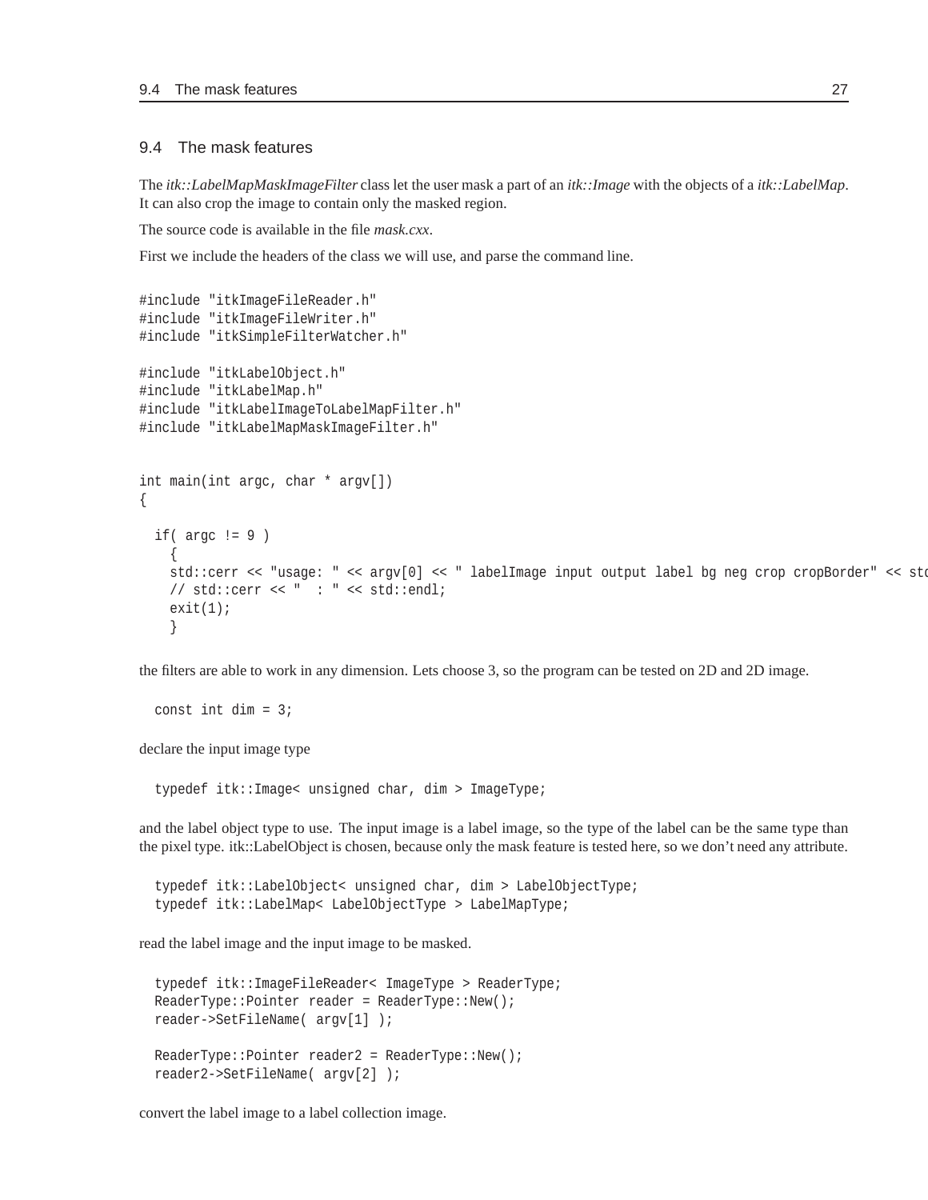## 9.4 The mask features

The *itk::LabelMapMaskImageFilter* class let the user mask a part of an *itk::Image* with the objects of a *itk::LabelMap*. It can also crop the image to contain only the masked region.

The source code is available in the file *mask.cxx*.

First we include the headers of the class we will use, and parse the command line.

```
#include "itkImageFileReader.h"
#include "itkImageFileWriter.h"
#include "itkSimpleFilterWatcher.h"

#include "itkLabelObject.h"
#include "itkLabelMap.h"
#include "itkLabelImageToLabelMapFilter.h"
#include "itkLabelMapMaskImageFilter.h"


int main(int argc, char * argv[])
{

  if( argc != 9 )
    {
    std::cerr << "usage: " << argv[0] << " labelImage input output label bg neg crop cropBorder" << std
    // std::cerr << "  : " << std::endl;
    exit(1);
    }
```

the filters are able to work in any dimension. Lets choose 3, so the program can be tested on 2D and 2D image.

```
  const int dim = 3;
```

declare the input image type

```
  typedef itk::Image< unsigned char, dim > ImageType;
```

and the label object type to use. The input image is a label image, so the type of the label can be the same type than the pixel type. itk::LabelObject is chosen, because only the mask feature is tested here, so we don't need any attribute.

```
  typedef itk::LabelObject< unsigned char, dim > LabelObjectType;
  typedef itk::LabelMap< LabelObjectType > LabelMapType;
```

read the label image and the input image to be masked.

```
  typedef itk::ImageFileReader< ImageType > ReaderType;
  ReaderType::Pointer reader = ReaderType::New();
  reader->SetFileName( argv[1] );

  ReaderType::Pointer reader2 = ReaderType::New();
  reader2->SetFileName( argv[2] );
```

convert the label image to a label collection image.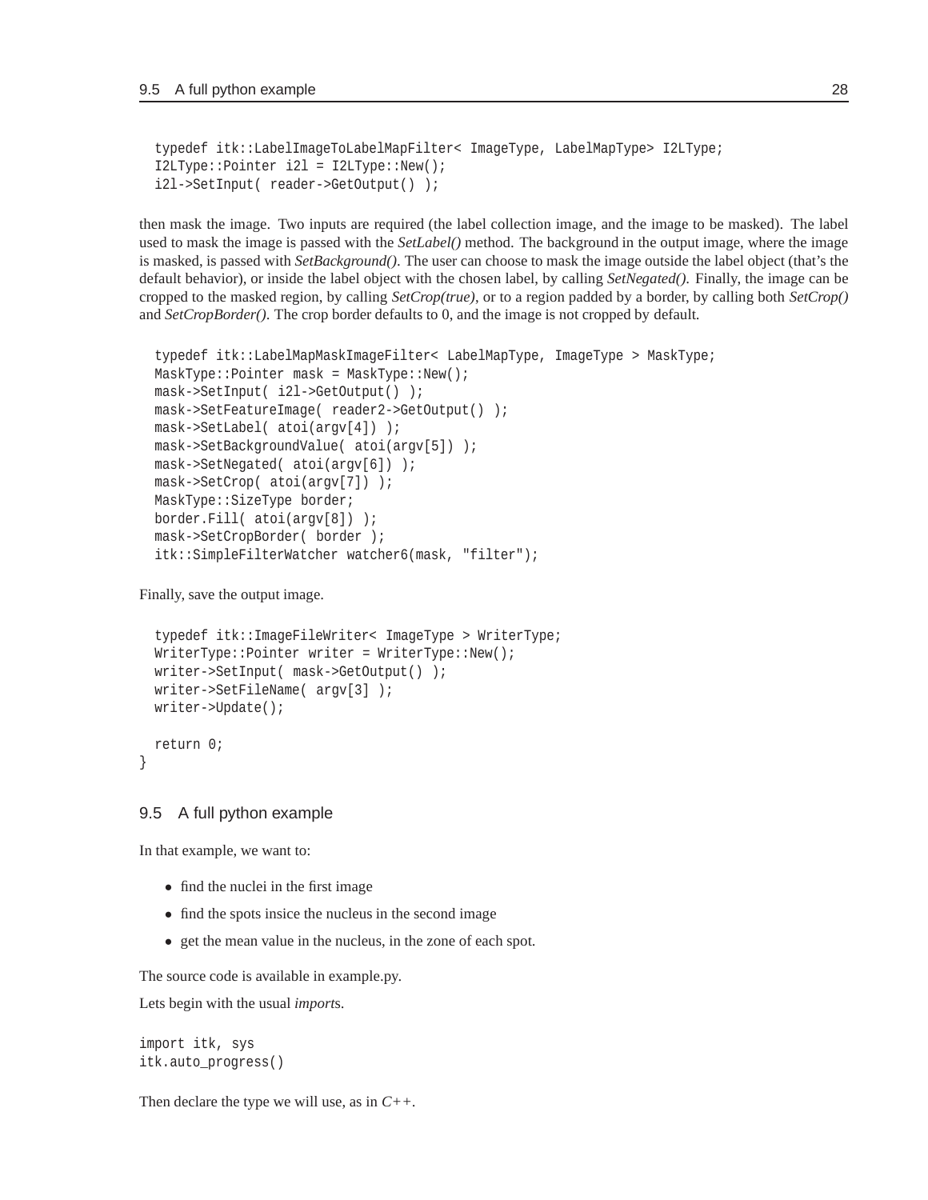```
  typedef itk::LabelImageToLabelMapFilter< ImageType, LabelMapType> I2LType;
  I2LType::Pointer i2l = I2LType::New();
  i2l->SetInput( reader->GetOutput() );
```

then mask the image. Two inputs are required (the label collection image, and the image to be masked). The label used to mask the image is passed with the *SetLabel()* method. The background in the output image, where the image is masked, is passed with *SetBackground()*. The user can choose to mask the image outside the label object (that's the default behavior), or inside the label object with the chosen label, by calling *SetNegated()*. Finally, the image can be cropped to the masked region, by calling *SetCrop(true)*, or to a region padded by a border, by calling both *SetCrop()* and *SetCropBorder()*. The crop border defaults to 0, and the image is not cropped by default.

```
  typedef itk::LabelMapMaskImageFilter< LabelMapType, ImageType > MaskType;
  MaskType::Pointer mask = MaskType::New();
  mask->SetInput( i2l->GetOutput() );
  mask->SetFeatureImage( reader2->GetOutput() );
  mask->SetLabel( atoi(argv[4]) );
  mask->SetBackgroundValue( atoi(argv[5]) );
  mask->SetNegated( atoi(argv[6]) );
  mask->SetCrop( atoi(argv[7]) );
  MaskType::SizeType border;
  border.Fill( atoi(argv[8]) );
  mask->SetCropBorder( border );
  itk::SimpleFilterWatcher watcher6(mask, "filter");
```

Finally, save the output image.

```
  typedef itk::ImageFileWriter< ImageType > WriterType;
  WriterType::Pointer writer = WriterType::New();
  writer->SetInput( mask->GetOutput() );
  writer->SetFileName( argv[3] );
  writer->Update();

  return 0;
}
```

## 9.5 A full python example

In that example, we want to:

- find the nuclei in the first image
- find the spots insice the nucleus in the second image
- get the mean value in the nucleus, in the zone of each spot.

The source code is available in example.py.

Lets begin with the usual *import*s.

```
import itk, sys
itk.auto_progress()
```

Then declare the type we will use, as in *C++*.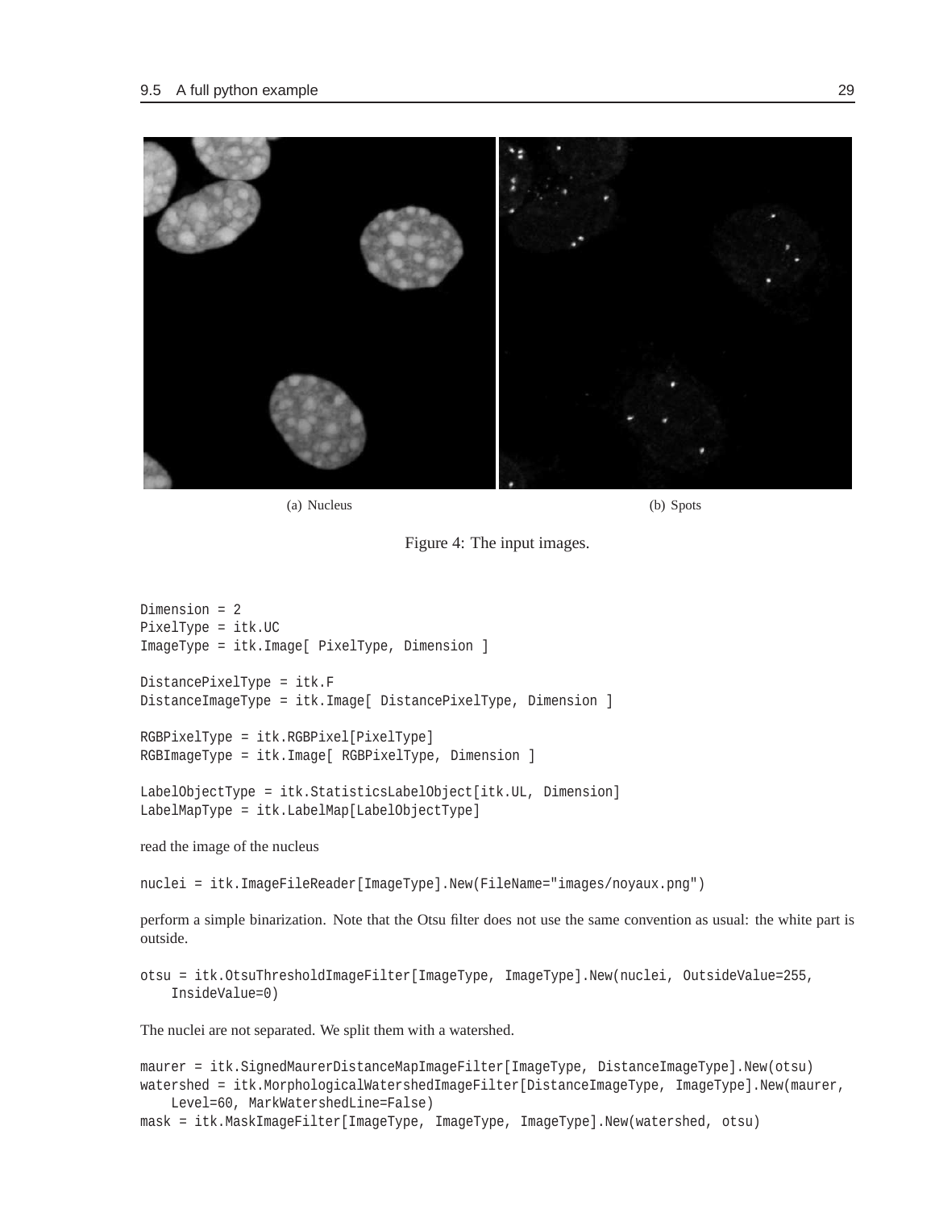(a) Nucleus

(b) Spots

Figure 4: The input images.

```
Dimension = 2
PixelType = itk.UC
ImageType = itk.Image[ PixelType, Dimension ]

DistancePixelType = itk.F
DistanceImageType = itk.Image[ DistancePixelType, Dimension ]

RGBPixelType = itk.RGBPixel[PixelType]
RGBImageType = itk.Image[ RGBPixelType, Dimension ]

LabelObjectType = itk.StatisticsLabelObject[itk.UL, Dimension]
LabelMapType = itk.LabelMap[LabelObjectType]
```

read the image of the nucleus

```
nuclei = itk.ImageFileReader[ImageType].New(FileName="images/noyaux.png")
```

perform a simple binarization. Note that the Otsu filter does not use the same convention as usual: the white part is outside.

```
otsu = itk.OtsuThresholdImageFilter[ImageType, ImageType].New(nuclei, OutsideValue=255,
    InsideValue=0)
```

The nuclei are not separated. We split them with a watershed.

```
maurer = itk.SignedMaurerDistanceMapImageFilter[ImageType, DistanceImageType].New(otsu)
watershed = itk.MorphologicalWatershedImageFilter[DistanceImageType, ImageType].New(maurer,
    Level=60, MarkWatershedLine=False)
mask = itk.MaskImageFilter[ImageType, ImageType, ImageType].New(watershed, otsu)
```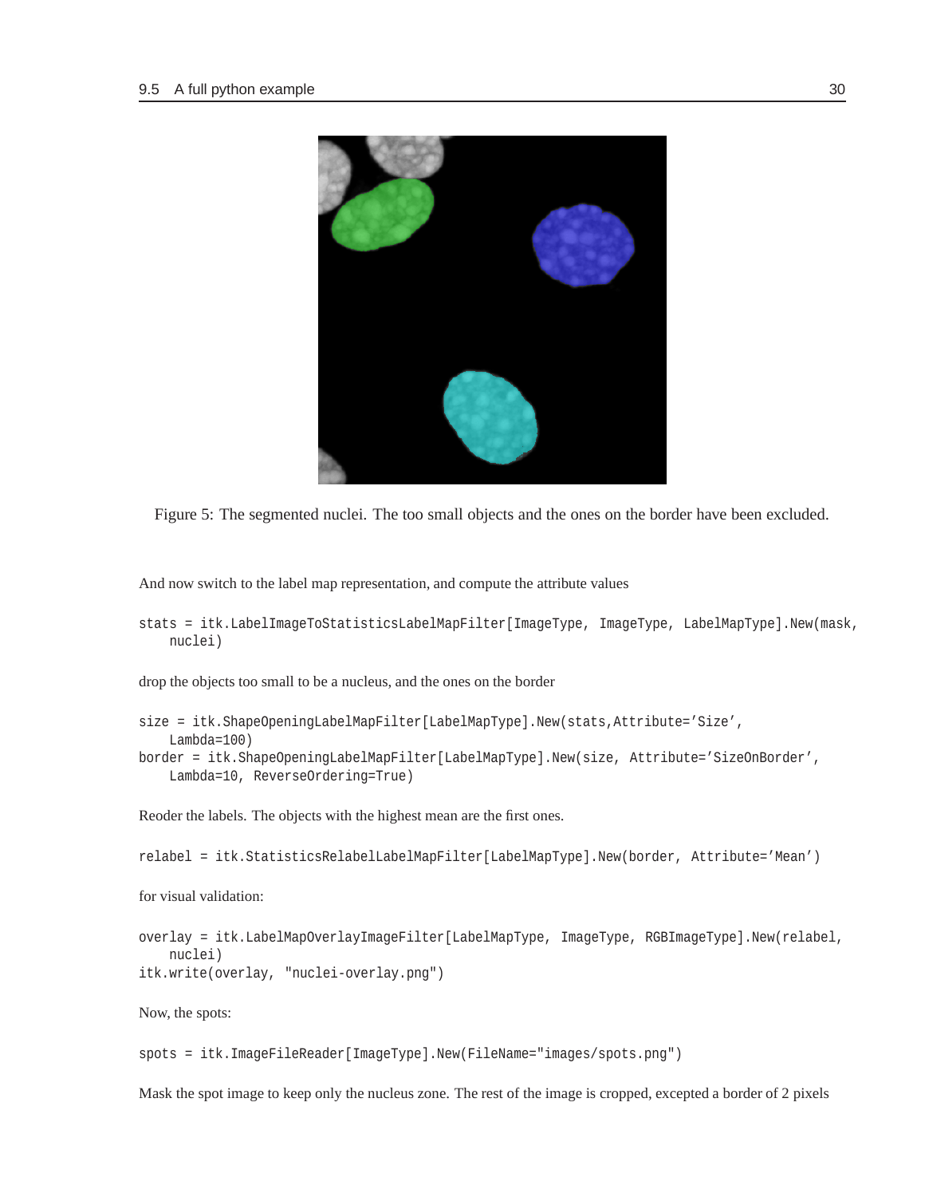Figure 5: The segmented nuclei. The too small objects and the ones on the border have been excluded.

And now switch to the label map representation, and compute the attribute values

```
stats = itk.LabelImageToStatisticsLabelMapFilter[ImageType, ImageType, LabelMapType].New(mask,
    nuclei)
```

drop the objects too small to be a nucleus, and the ones on the border

```
size = itk.ShapeOpeningLabelMapFilter[LabelMapType].New(stats,Attribute='Size',
    Lambda=100)
border = itk.ShapeOpeningLabelMapFilter[LabelMapType].New(size, Attribute='SizeOnBorder',
    Lambda=10, ReverseOrdering=True)
```

Reoder the labels. The objects with the highest mean are the first ones.

```
relabel = itk.StatisticsRelabelLabelMapFilter[LabelMapType].New(border, Attribute='Mean')
```

for visual validation:

```
overlay = itk.LabelMapOverlayImageFilter[LabelMapType, ImageType, RGBImageType].New(relabel,
    nuclei)
itk.write(overlay, "nuclei-overlay.png")
```

Now, the spots:

```
spots = itk.ImageFileReader[ImageType].New(FileName="images/spots.png")
```

Mask the spot image to keep only the nucleus zone. The rest of the image is cropped, excepted a border of 2 pixels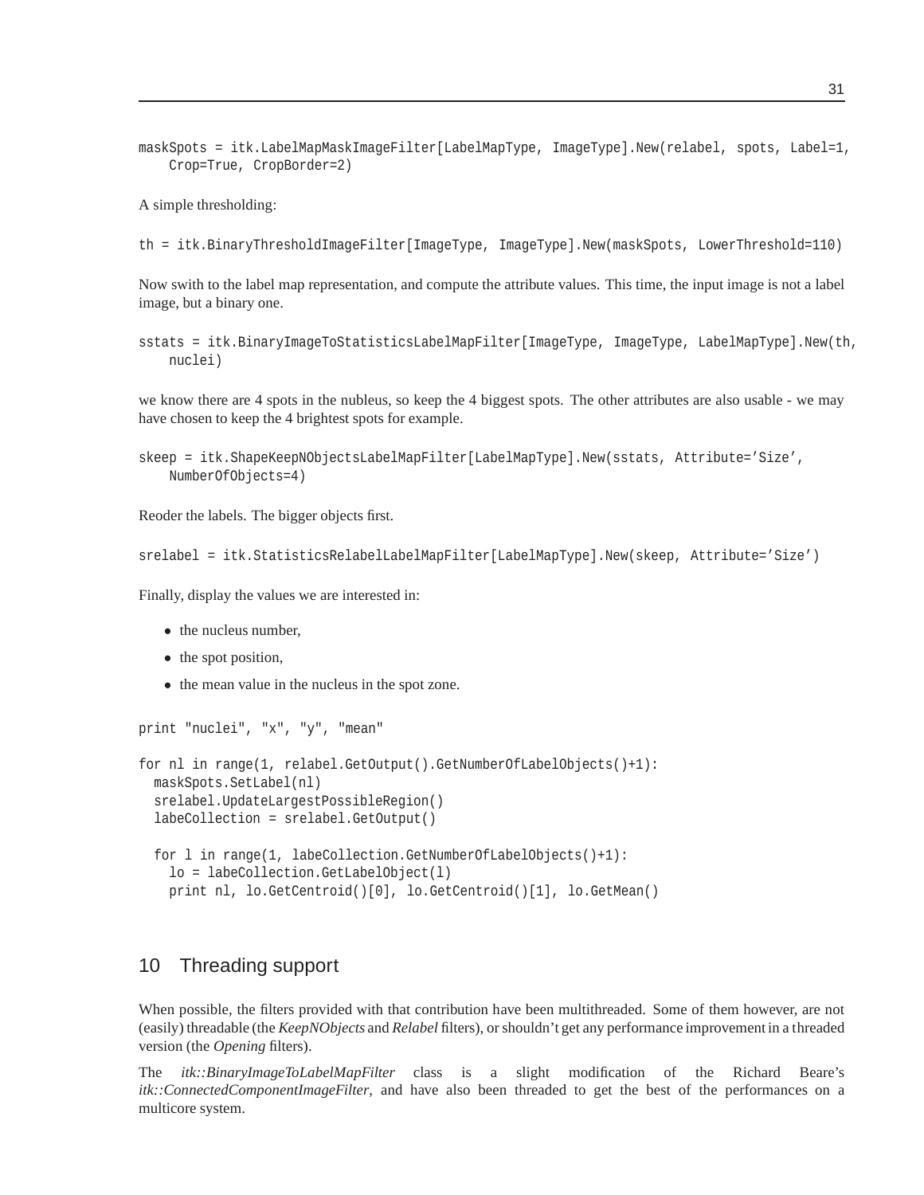```
maskSpots = itk.LabelMapMaskImageFilter[LabelMapType, ImageType].New(relabel, spots, Label=1,
    Crop=True, CropBorder=2)
```

A simple thresholding:

```
th = itk.BinaryThresholdImageFilter[ImageType, ImageType].New(maskSpots, LowerThreshold=110)
```

Now swith to the label map representation, and compute the attribute values. This time, the input image is not a label image, but a binary one.

```
sstats = itk.BinaryImageToStatisticsLabelMapFilter[ImageType, ImageType, LabelMapType].New(th,
    nuclei)
```

we know there are 4 spots in the nubleus, so keep the 4 biggest spots. The other attributes are also usable - we may have chosen to keep the 4 brightest spots for example.

```
skeep = itk.ShapeKeepNObjectsLabelMapFilter[LabelMapType].New(sstats, Attribute='Size',
    NumberOfObjects=4)
```

Reoder the labels. The bigger objects first.

```
srelabel = itk.StatisticsRelabelLabelMapFilter[LabelMapType].New(skeep, Attribute='Size')
```

Finally, display the values we are interested in:

- the nucleus number,
- the spot position,
- the mean value in the nucleus in the spot zone.

```
print "nuclei", "x", "y", "mean"

for nl in range(1, relabel.GetOutput().GetNumberOfLabelObjects()+1):
  maskSpots.SetLabel(nl)
  srelabel.UpdateLargestPossibleRegion()
  labeCollection = srelabel.GetOutput()

  for l in range(1, labeCollection.GetNumberOfLabelObjects()+1):
    lo = labeCollection.GetLabelObject(l)
    print nl, lo.GetCentroid()[0], lo.GetCentroid()[1], lo.GetMean()
```

## 10 Threading support

When possible, the filters provided with that contribution have been multithreaded. Some of them however, are not (easily) threadable (the *KeepNObjects* and *Relabel* filters), or shouldn't get any performance improvement in a threaded version (the *Opening* filters).

The *itk::BinaryImageToLabelMapFilter* class is a slight modification of the Richard Beare's *itk::ConnectedComponentImageFilter*, and have also been threaded to get the best of the performances on a multicore system.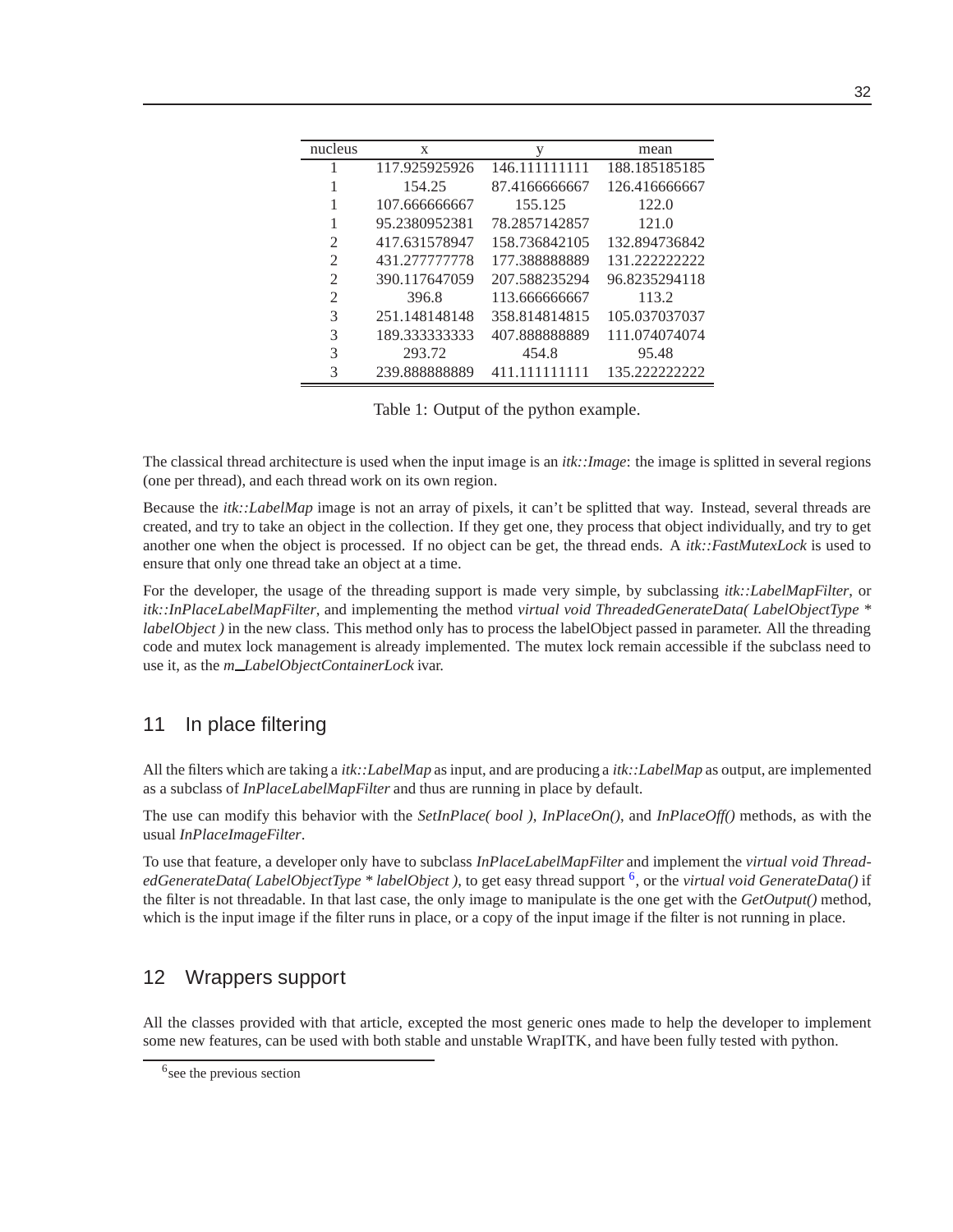| nucleus | x | y | mean |
|---|---|---|---|
| 1 | 117.925925926 | 146.111111111 | 188.185185185 |
| 1 | 154.25 | 87.4166666667 | 126.416666667 |
| 1 | 107.666666667 | 155.125 | 122.0 |
| 1 | 95.2380952381 | 78.2857142857 | 121.0 |
| 2 | 417.631578947 | 158.736842105 | 132.894736842 |
| 2 | 431.277777778 | 177.388888889 | 131.222222222 |
| 2 | 390.117647059 | 207.588235294 | 96.8235294118 |
| 2 | 396.8 | 113.666666667 | 113.2 |
| 3 | 251.148148148 | 358.814814815 | 105.037037037 |
| 3 | 189.333333333 | 407.888888889 | 111.074074074 |
| 3 | 293.72 | 454.8 | 95.48 |
| 3 | 239.888888889 | 411.111111111 | 135.222222222 |

Table 1: Output of the python example.

The classical thread architecture is used when the input image is an *itk::Image*: the image is splitted in several regions (one per thread), and each thread work on its own region.

Because the *itk::LabelMap* image is not an array of pixels, it can't be splitted that way. Instead, several threads are created, and try to take an object in the collection. If they get one, they process that object individually, and try to get another one when the object is processed. If no object can be get, the thread ends. A *itk::FastMutexLock* is used to ensure that only one thread take an object at a time.

For the developer, the usage of the threading support is made very simple, by subclassing *itk::LabelMapFilter*, or *itk::InPlaceLabelMapFilter*, and implementing the method *virtual void ThreadedGenerateData( LabelObjectType * labelObject )* in the new class. This method only has to process the labelObject passed in parameter. All the threading code and mutex lock management is already implemented. The mutex lock remain accessible if the subclass need to use it, as the *m_LabelObjectContainerLock* ivar.

## 11 In place filtering

All the filters which are taking a *itk::LabelMap* as input, and are producing a *itk::LabelMap* as output, are implemented as a subclass of *InPlaceLabelMapFilter* and thus are running in place by default.

The use can modify this behavior with the *SetInPlace( bool )*, *InPlaceOn()*, and *InPlaceOff()* methods, as with the usual *InPlaceImageFilter*.

To use that feature, a developer only have to subclass *InPlaceLabelMapFilter* and implement the *virtual void ThreadedGenerateData( LabelObjectType * labelObject )*, to get easy thread support [6], or the *virtual void GenerateData()* if the filter is not threadable. In that last case, the only image to manipulate is the one get with the *GetOutput()* method, which is the input image if the filter runs in place, or a copy of the input image if the filter is not running in place.

## 12 Wrappers support

All the classes provided with that article, excepted the most generic ones made to help the developer to implement some new features, can be used with both stable and unstable WrapITK, and have been fully tested with python.

[6] see the previous section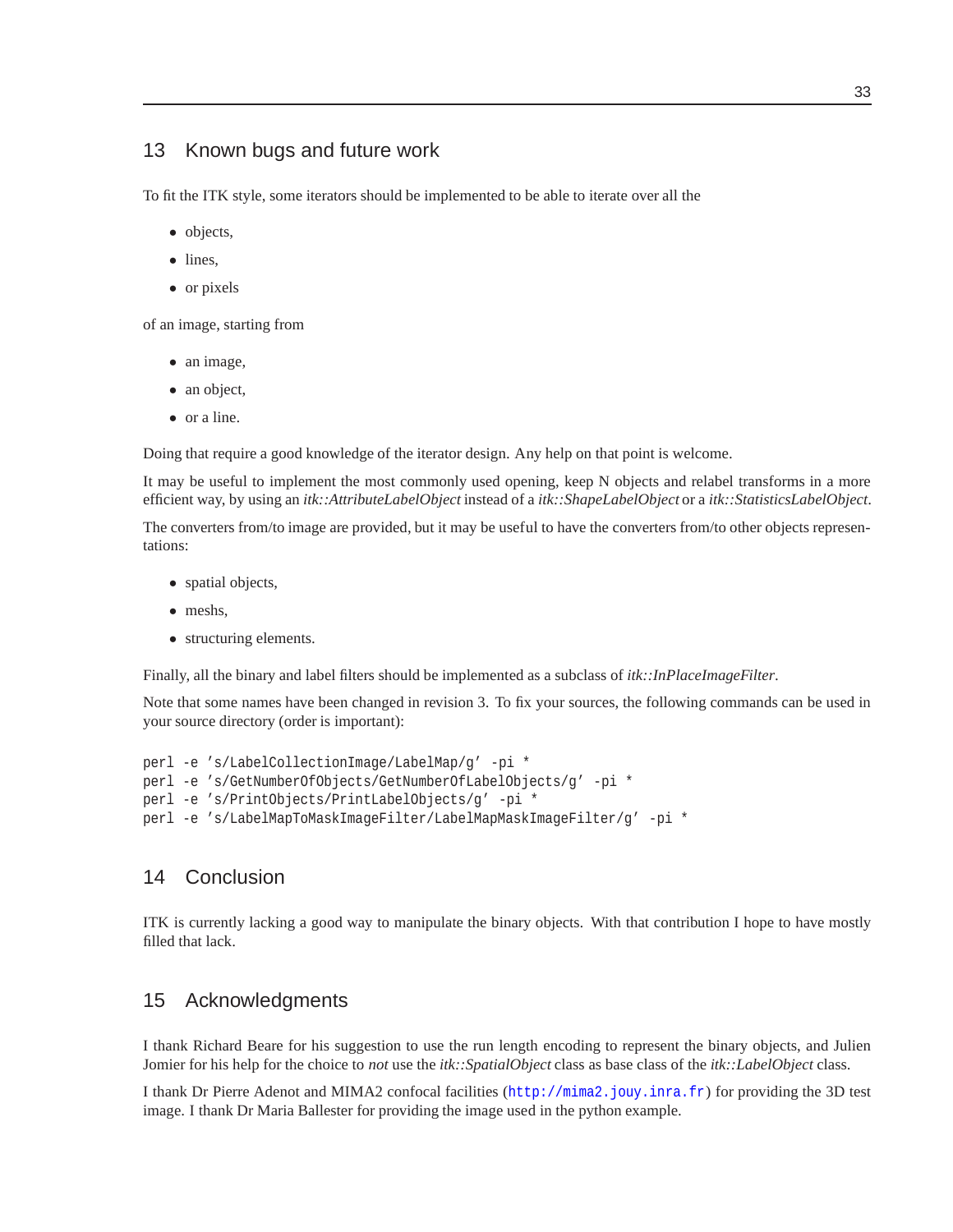## 13 Known bugs and future work

To fit the ITK style, some iterators should be implemented to be able to iterate over all the

- objects,
- lines,
- or pixels

of an image, starting from

- an image,
- an object,
- or a line.

Doing that require a good knowledge of the iterator design. Any help on that point is welcome.

It may be useful to implement the most commonly used opening, keep N objects and relabel transforms in a more efficient way, by using an *itk::AttributeLabelObject* instead of a *itk::ShapeLabelObject* or a *itk::StatisticsLabelObject*.

The converters from/to image are provided, but it may be useful to have the converters from/to other objects representations:

- spatial objects,
- meshs,
- structuring elements.

Finally, all the binary and label filters should be implemented as a subclass of *itk::InPlaceImageFilter*.

Note that some names have been changed in revision 3. To fix your sources, the following commands can be used in your source directory (order is important):

```
perl -e 's/LabelCollectionImage/LabelMap/g' -pi *
perl -e 's/GetNumberOfObjects/GetNumberOfLabelObjects/g' -pi *
perl -e 's/PrintObjects/PrintLabelObjects/g' -pi *
perl -e 's/LabelMapToMaskImageFilter/LabelMapMaskImageFilter/g' -pi *
```

## 14 Conclusion

ITK is currently lacking a good way to manipulate the binary objects. With that contribution I hope to have mostly filled that lack.

## 15 Acknowledgments

I thank Richard Beare for his suggestion to use the run length encoding to represent the binary objects, and Julien Jomier for his help for the choice to *not* use the *itk::SpatialObject* class as base class of the *itk::LabelObject* class.

I thank Dr Pierre Adenot and MIMA2 confocal facilities (http://mima2.jouy.inra.fr) for providing the 3D test image. I thank Dr Maria Ballester for providing the image used in the python example.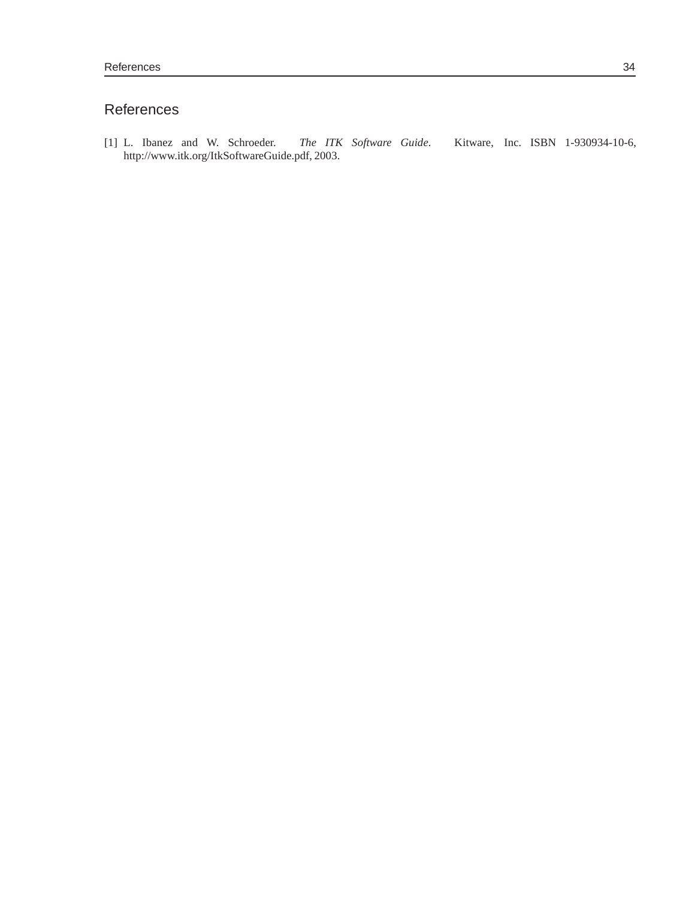# References

[1] L. Ibanez and W. Schroeder. *The ITK Software Guide*. Kitware, Inc. ISBN 1-930934-10-6, http://www.itk.org/ItkSoftwareGuide.pdf, 2003.